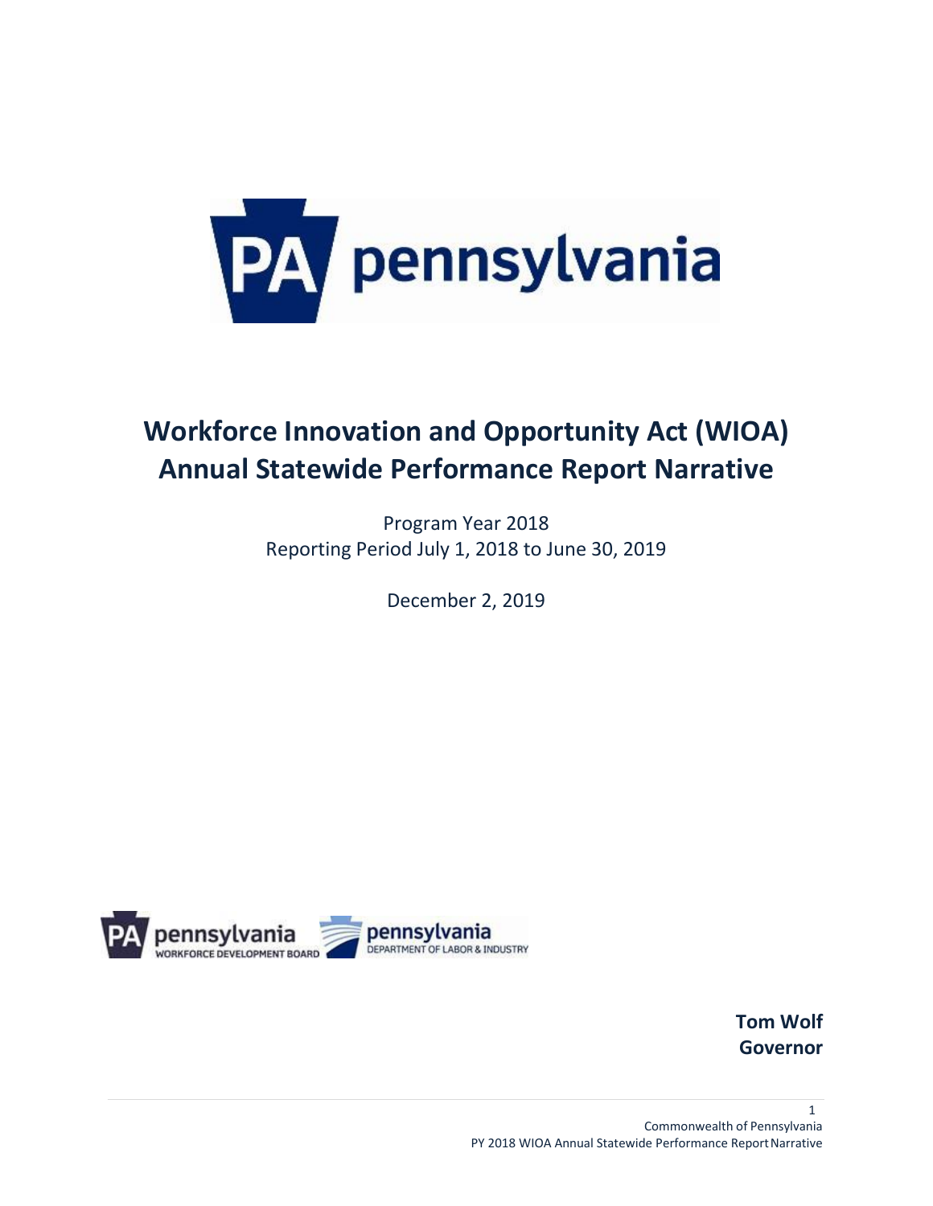# Workforce Innovation and Opportunity Act (WIOA) Annual Statewide Performance Report Narrative

Program Year 2018
Reporting Period July 1, 2018 to June 30, 2019

December 2, 2019

**Tom Wolf**
**Governor**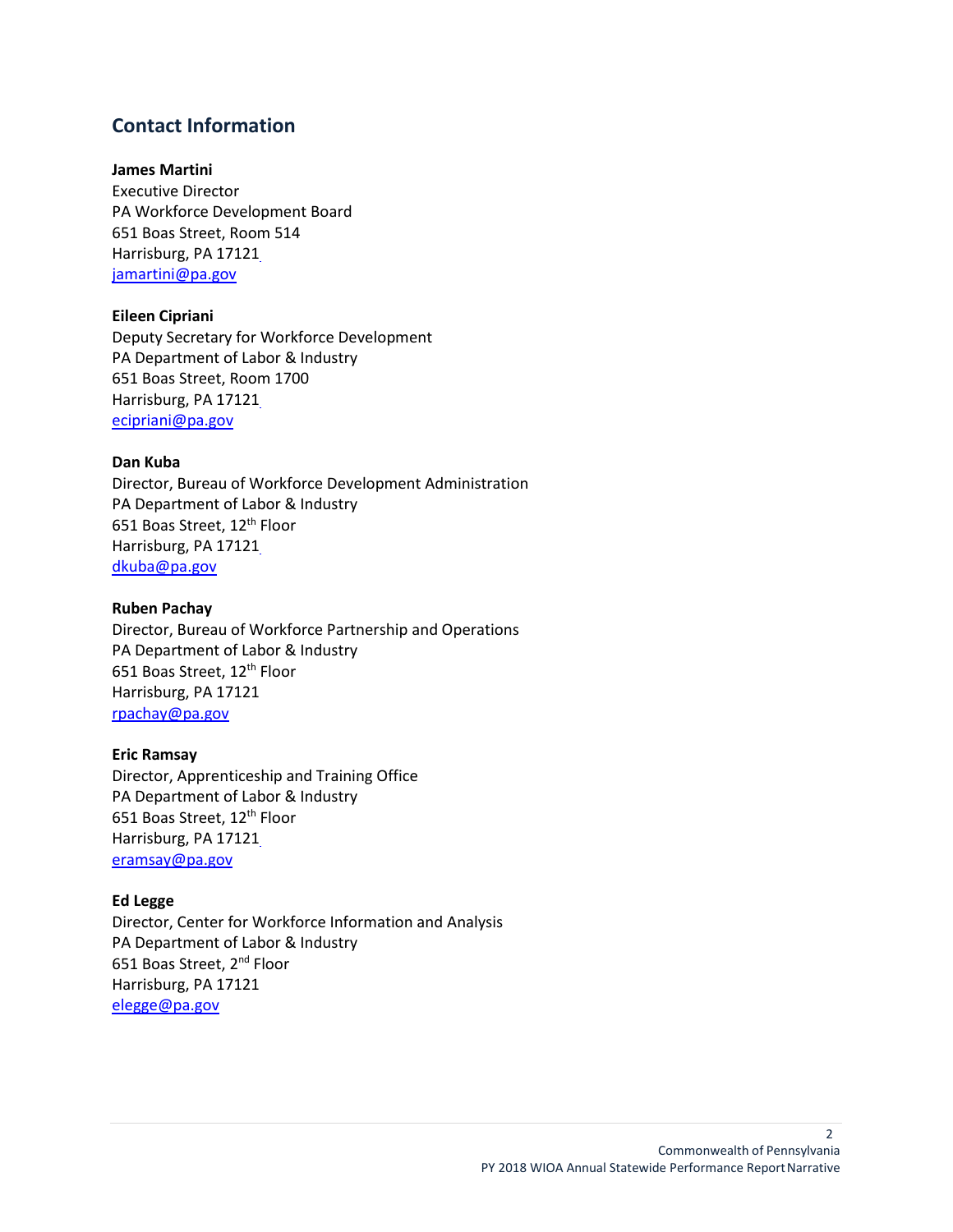## Contact Information

**James Martini**
Executive Director
PA Workforce Development Board
651 Boas Street, Room 514
Harrisburg, PA 17121
jamartini@pa.gov

**Eileen Cipriani**
Deputy Secretary for Workforce Development
PA Department of Labor & Industry
651 Boas Street, Room 1700
Harrisburg, PA 17121
ecipriani@pa.gov

**Dan Kuba**
Director, Bureau of Workforce Development Administration
PA Department of Labor & Industry
651 Boas Street, 12th Floor
Harrisburg, PA 17121
dkuba@pa.gov

**Ruben Pachay**
Director, Bureau of Workforce Partnership and Operations
PA Department of Labor & Industry
651 Boas Street, 12th Floor
Harrisburg, PA 17121
rpachay@pa.gov

**Eric Ramsay**
Director, Apprenticeship and Training Office
PA Department of Labor & Industry
651 Boas Street, 12th Floor
Harrisburg, PA 17121
eramsay@pa.gov

**Ed Legge**
Director, Center for Workforce Information and Analysis
PA Department of Labor & Industry
651 Boas Street, 2nd Floor
Harrisburg, PA 17121
elegge@pa.gov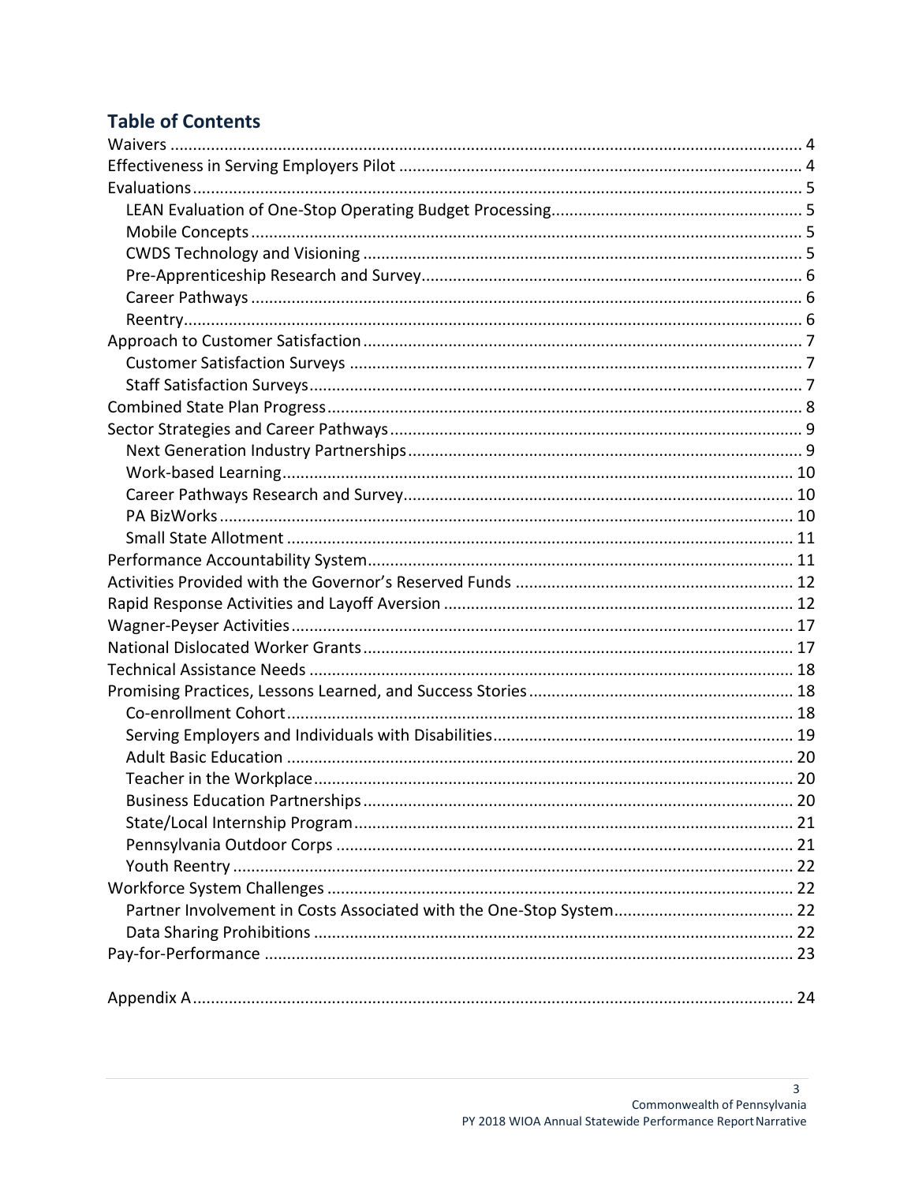## Table of Contents

Waivers ............................................................................................................................... 4
Effectiveness in Serving Employers Pilot ............................................................................ 4
Evaluations .......................................................................................................................... 5
- LEAN Evaluation of One-Stop Operating Budget Processing ........................................ 5
- Mobile Concepts ............................................................................................................ 5
- CWDS Technology and Visioning ................................................................................... 5
- Pre-Apprenticeship Research and Survey ...................................................................... 6
- Career Pathways ............................................................................................................ 6
- Reentry .......................................................................................................................... 6

Approach to Customer Satisfaction ..................................................................................... 7
- Customer Satisfaction Surveys ...................................................................................... 7
- Staff Satisfaction Surveys ............................................................................................... 7

Combined State Plan Progress ............................................................................................. 8
Sector Strategies and Career Pathways ............................................................................... 9
- Next Generation Industry Partnerships .......................................................................... 9
- Work-based Learning ................................................................................................... 10
- Career Pathways Research and Survey ........................................................................ 10
- PA BizWorks ................................................................................................................ 10
- Small State Allotment .................................................................................................. 11

Performance Accountability System .................................................................................. 11
Activities Provided with the Governor's Reserved Funds .................................................. 12
Rapid Response Activities and Layoff Aversion ................................................................. 12
Wagner-Peyser Activities .................................................................................................... 17
National Dislocated Worker Grants .................................................................................... 17
Technical Assistance Needs ............................................................................................... 18
Promising Practices, Lessons Learned, and Success Stories .............................................. 18
- Co-enrollment Cohort .................................................................................................. 18
- Serving Employers and Individuals with Disabilities .................................................... 19
- Adult Basic Education .................................................................................................. 20
- Teacher in the Workplace ............................................................................................ 20
- Business Education Partnerships ................................................................................. 20
- State/Local Internship Program ................................................................................... 21
- Pennsylvania Outdoor Corps ........................................................................................ 21
- Youth Reentry .............................................................................................................. 22

Workforce System Challenges ............................................................................................ 22
- Partner Involvement in Costs Associated with the One-Stop System .......................... 22
- Data Sharing Prohibitions ............................................................................................ 22

Pay-for-Performance .......................................................................................................... 23

Appendix A ......................................................................................................................... 24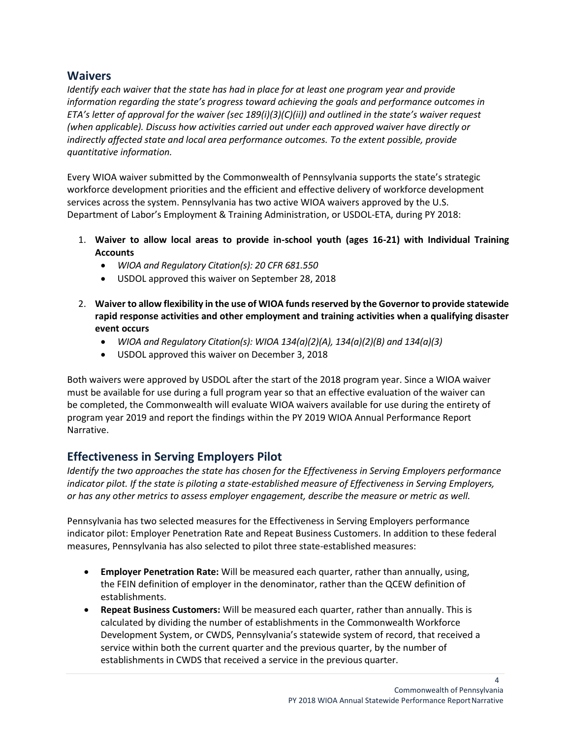## Waivers

*Identify each waiver that the state has had in place for at least one program year and provide information regarding the state's progress toward achieving the goals and performance outcomes in ETA's letter of approval for the waiver (sec 189(i)(3)(C)(ii)) and outlined in the state's waiver request (when applicable). Discuss how activities carried out under each approved waiver have directly or indirectly affected state and local area performance outcomes. To the extent possible, provide quantitative information.*

Every WIOA waiver submitted by the Commonwealth of Pennsylvania supports the state's strategic workforce development priorities and the efficient and effective delivery of workforce development services across the system. Pennsylvania has two active WIOA waivers approved by the U.S. Department of Labor's Employment & Training Administration, or USDOL-ETA, during PY 2018:

1. **Waiver to allow local areas to provide in-school youth (ages 16-21) with Individual Training Accounts**
   - *WIOA and Regulatory Citation(s): 20 CFR 681.550*
   - USDOL approved this waiver on September 28, 2018
2. **Waiver to allow flexibility in the use of WIOA funds reserved by the Governor to provide statewide rapid response activities and other employment and training activities when a qualifying disaster event occurs**
   - *WIOA and Regulatory Citation(s): WIOA 134(a)(2)(A), 134(a)(2)(B) and 134(a)(3)*
   - USDOL approved this waiver on December 3, 2018

Both waivers were approved by USDOL after the start of the 2018 program year. Since a WIOA waiver must be available for use during a full program year so that an effective evaluation of the waiver can be completed, the Commonwealth will evaluate WIOA waivers available for use during the entirety of program year 2019 and report the findings within the PY 2019 WIOA Annual Performance Report Narrative.

## Effectiveness in Serving Employers Pilot

*Identify the two approaches the state has chosen for the Effectiveness in Serving Employers performance indicator pilot. If the state is piloting a state-established measure of Effectiveness in Serving Employers, or has any other metrics to assess employer engagement, describe the measure or metric as well.*

Pennsylvania has two selected measures for the Effectiveness in Serving Employers performance indicator pilot: Employer Penetration Rate and Repeat Business Customers. In addition to these federal measures, Pennsylvania has also selected to pilot three state-established measures:

- **Employer Penetration Rate:** Will be measured each quarter, rather than annually, using, the FEIN definition of employer in the denominator, rather than the QCEW definition of establishments.
- **Repeat Business Customers:** Will be measured each quarter, rather than annually. This is calculated by dividing the number of establishments in the Commonwealth Workforce Development System, or CWDS, Pennsylvania's statewide system of record, that received a service within both the current quarter and the previous quarter, by the number of establishments in CWDS that received a service in the previous quarter.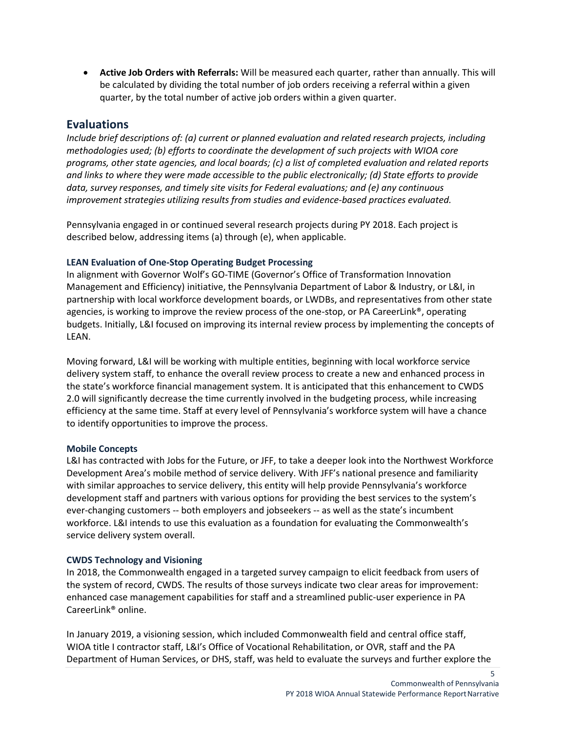- **Active Job Orders with Referrals:** Will be measured each quarter, rather than annually. This will be calculated by dividing the total number of job orders receiving a referral within a given quarter, by the total number of active job orders within a given quarter.

## Evaluations

*Include brief descriptions of: (a) current or planned evaluation and related research projects, including methodologies used; (b) efforts to coordinate the development of such projects with WIOA core programs, other state agencies, and local boards; (c) a list of completed evaluation and related reports and links to where they were made accessible to the public electronically; (d) State efforts to provide data, survey responses, and timely site visits for Federal evaluations; and (e) any continuous improvement strategies utilizing results from studies and evidence-based practices evaluated.*

Pennsylvania engaged in or continued several research projects during PY 2018. Each project is described below, addressing items (a) through (e), when applicable.

### LEAN Evaluation of One-Stop Operating Budget Processing

In alignment with Governor Wolf's GO-TIME (Governor's Office of Transformation Innovation Management and Efficiency) initiative, the Pennsylvania Department of Labor & Industry, or L&I, in partnership with local workforce development boards, or LWDBs, and representatives from other state agencies, is working to improve the review process of the one-stop, or PA CareerLink®, operating budgets. Initially, L&I focused on improving its internal review process by implementing the concepts of LEAN.

Moving forward, L&I will be working with multiple entities, beginning with local workforce service delivery system staff, to enhance the overall review process to create a new and enhanced process in the state's workforce financial management system. It is anticipated that this enhancement to CWDS 2.0 will significantly decrease the time currently involved in the budgeting process, while increasing efficiency at the same time. Staff at every level of Pennsylvania's workforce system will have a chance to identify opportunities to improve the process.

### Mobile Concepts

L&I has contracted with Jobs for the Future, or JFF, to take a deeper look into the Northwest Workforce Development Area's mobile method of service delivery. With JFF's national presence and familiarity with similar approaches to service delivery, this entity will help provide Pennsylvania's workforce development staff and partners with various options for providing the best services to the system's ever-changing customers -- both employers and jobseekers -- as well as the state's incumbent workforce. L&I intends to use this evaluation as a foundation for evaluating the Commonwealth's service delivery system overall.

### CWDS Technology and Visioning

In 2018, the Commonwealth engaged in a targeted survey campaign to elicit feedback from users of the system of record, CWDS. The results of those surveys indicate two clear areas for improvement: enhanced case management capabilities for staff and a streamlined public-user experience in PA CareerLink® online.

In January 2019, a visioning session, which included Commonwealth field and central office staff, WIOA title I contractor staff, L&I's Office of Vocational Rehabilitation, or OVR, staff and the PA Department of Human Services, or DHS, staff, was held to evaluate the surveys and further explore the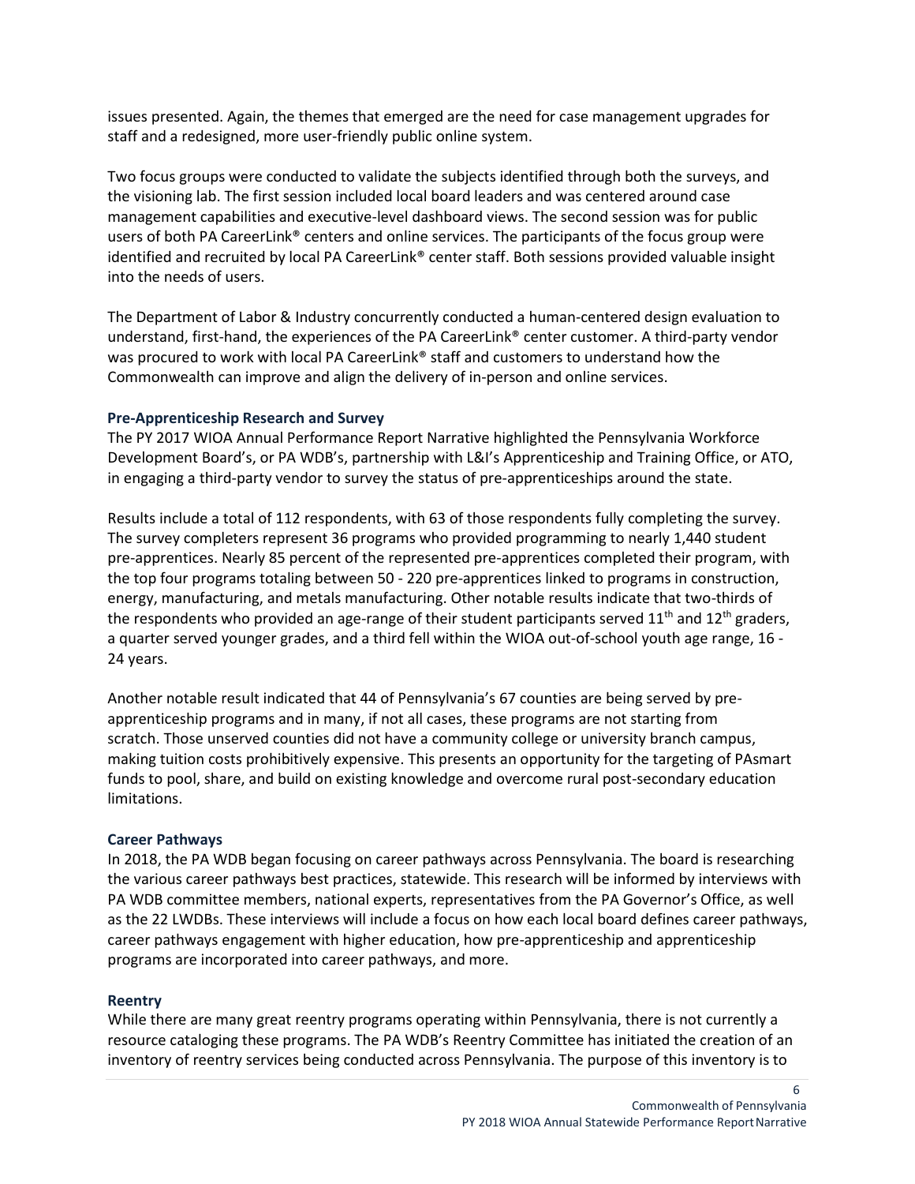issues presented. Again, the themes that emerged are the need for case management upgrades for staff and a redesigned, more user-friendly public online system.

Two focus groups were conducted to validate the subjects identified through both the surveys, and the visioning lab. The first session included local board leaders and was centered around case management capabilities and executive-level dashboard views. The second session was for public users of both PA CareerLink® centers and online services. The participants of the focus group were identified and recruited by local PA CareerLink® center staff. Both sessions provided valuable insight into the needs of users.

The Department of Labor & Industry concurrently conducted a human-centered design evaluation to understand, first-hand, the experiences of the PA CareerLink® center customer. A third-party vendor was procured to work with local PA CareerLink® staff and customers to understand how the Commonwealth can improve and align the delivery of in-person and online services.

### Pre-Apprenticeship Research and Survey

The PY 2017 WIOA Annual Performance Report Narrative highlighted the Pennsylvania Workforce Development Board's, or PA WDB's, partnership with L&I's Apprenticeship and Training Office, or ATO, in engaging a third-party vendor to survey the status of pre-apprenticeships around the state.

Results include a total of 112 respondents, with 63 of those respondents fully completing the survey. The survey completers represent 36 programs who provided programming to nearly 1,440 student pre-apprentices. Nearly 85 percent of the represented pre-apprentices completed their program, with the top four programs totaling between 50 - 220 pre-apprentices linked to programs in construction, energy, manufacturing, and metals manufacturing. Other notable results indicate that two-thirds of the respondents who provided an age-range of their student participants served 11th and 12th graders, a quarter served younger grades, and a third fell within the WIOA out-of-school youth age range, 16 - 24 years.

Another notable result indicated that 44 of Pennsylvania's 67 counties are being served by pre-apprenticeship programs and in many, if not all cases, these programs are not starting from scratch. Those unserved counties did not have a community college or university branch campus, making tuition costs prohibitively expensive. This presents an opportunity for the targeting of PAsmart funds to pool, share, and build on existing knowledge and overcome rural post-secondary education limitations.

### Career Pathways

In 2018, the PA WDB began focusing on career pathways across Pennsylvania. The board is researching the various career pathways best practices, statewide. This research will be informed by interviews with PA WDB committee members, national experts, representatives from the PA Governor's Office, as well as the 22 LWDBs. These interviews will include a focus on how each local board defines career pathways, career pathways engagement with higher education, how pre-apprenticeship and apprenticeship programs are incorporated into career pathways, and more.

### Reentry

While there are many great reentry programs operating within Pennsylvania, there is not currently a resource cataloging these programs. The PA WDB's Reentry Committee has initiated the creation of an inventory of reentry services being conducted across Pennsylvania. The purpose of this inventory is to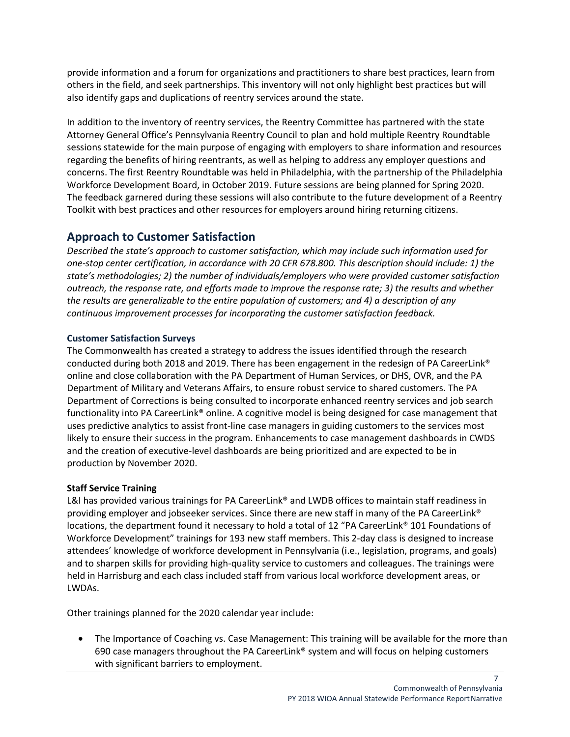provide information and a forum for organizations and practitioners to share best practices, learn from others in the field, and seek partnerships. This inventory will not only highlight best practices but will also identify gaps and duplications of reentry services around the state.

In addition to the inventory of reentry services, the Reentry Committee has partnered with the state Attorney General Office's Pennsylvania Reentry Council to plan and hold multiple Reentry Roundtable sessions statewide for the main purpose of engaging with employers to share information and resources regarding the benefits of hiring reentrants, as well as helping to address any employer questions and concerns. The first Reentry Roundtable was held in Philadelphia, with the partnership of the Philadelphia Workforce Development Board, in October 2019. Future sessions are being planned for Spring 2020. The feedback garnered during these sessions will also contribute to the future development of a Reentry Toolkit with best practices and other resources for employers around hiring returning citizens.

## Approach to Customer Satisfaction

*Described the state's approach to customer satisfaction, which may include such information used for one-stop center certification, in accordance with 20 CFR 678.800. This description should include: 1) the state's methodologies; 2) the number of individuals/employers who were provided customer satisfaction outreach, the response rate, and efforts made to improve the response rate; 3) the results and whether the results are generalizable to the entire population of customers; and 4) a description of any continuous improvement processes for incorporating the customer satisfaction feedback.*

### Customer Satisfaction Surveys

The Commonwealth has created a strategy to address the issues identified through the research conducted during both 2018 and 2019. There has been engagement in the redesign of PA CareerLink® online and close collaboration with the PA Department of Human Services, or DHS, OVR, and the PA Department of Military and Veterans Affairs, to ensure robust service to shared customers. The PA Department of Corrections is being consulted to incorporate enhanced reentry services and job search functionality into PA CareerLink® online. A cognitive model is being designed for case management that uses predictive analytics to assist front-line case managers in guiding customers to the services most likely to ensure their success in the program. Enhancements to case management dashboards in CWDS and the creation of executive-level dashboards are being prioritized and are expected to be in production by November 2020.

### Staff Service Training

L&I has provided various trainings for PA CareerLink® and LWDB offices to maintain staff readiness in providing employer and jobseeker services. Since there are new staff in many of the PA CareerLink® locations, the department found it necessary to hold a total of 12 "PA CareerLink® 101 Foundations of Workforce Development" trainings for 193 new staff members. This 2-day class is designed to increase attendees' knowledge of workforce development in Pennsylvania (i.e., legislation, programs, and goals) and to sharpen skills for providing high-quality service to customers and colleagues. The trainings were held in Harrisburg and each class included staff from various local workforce development areas, or LWDAs.

Other trainings planned for the 2020 calendar year include:

- The Importance of Coaching vs. Case Management: This training will be available for the more than 690 case managers throughout the PA CareerLink® system and will focus on helping customers with significant barriers to employment.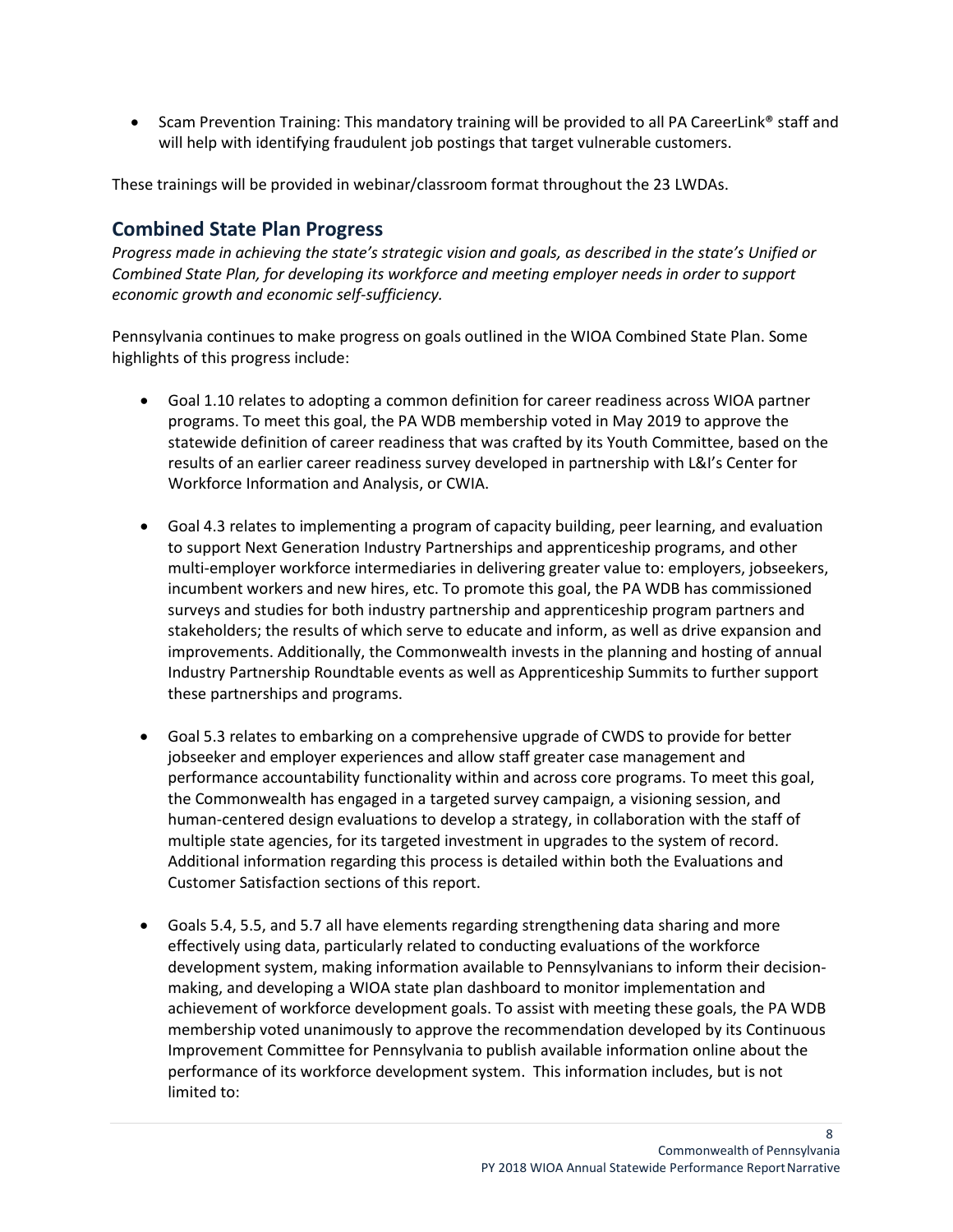- Scam Prevention Training: This mandatory training will be provided to all PA CareerLink® staff and will help with identifying fraudulent job postings that target vulnerable customers.

These trainings will be provided in webinar/classroom format throughout the 23 LWDAs.

## Combined State Plan Progress

*Progress made in achieving the state's strategic vision and goals, as described in the state's Unified or Combined State Plan, for developing its workforce and meeting employer needs in order to support economic growth and economic self-sufficiency.*

Pennsylvania continues to make progress on goals outlined in the WIOA Combined State Plan. Some highlights of this progress include:

- Goal 1.10 relates to adopting a common definition for career readiness across WIOA partner programs. To meet this goal, the PA WDB membership voted in May 2019 to approve the statewide definition of career readiness that was crafted by its Youth Committee, based on the results of an earlier career readiness survey developed in partnership with L&I's Center for Workforce Information and Analysis, or CWIA.

- Goal 4.3 relates to implementing a program of capacity building, peer learning, and evaluation to support Next Generation Industry Partnerships and apprenticeship programs, and other multi-employer workforce intermediaries in delivering greater value to: employers, jobseekers, incumbent workers and new hires, etc. To promote this goal, the PA WDB has commissioned surveys and studies for both industry partnership and apprenticeship program partners and stakeholders; the results of which serve to educate and inform, as well as drive expansion and improvements. Additionally, the Commonwealth invests in the planning and hosting of annual Industry Partnership Roundtable events as well as Apprenticeship Summits to further support these partnerships and programs.

- Goal 5.3 relates to embarking on a comprehensive upgrade of CWDS to provide for better jobseeker and employer experiences and allow staff greater case management and performance accountability functionality within and across core programs. To meet this goal, the Commonwealth has engaged in a targeted survey campaign, a visioning session, and human-centered design evaluations to develop a strategy, in collaboration with the staff of multiple state agencies, for its targeted investment in upgrades to the system of record. Additional information regarding this process is detailed within both the Evaluations and Customer Satisfaction sections of this report.

- Goals 5.4, 5.5, and 5.7 all have elements regarding strengthening data sharing and more effectively using data, particularly related to conducting evaluations of the workforce development system, making information available to Pennsylvanians to inform their decision-making, and developing a WIOA state plan dashboard to monitor implementation and achievement of workforce development goals. To assist with meeting these goals, the PA WDB membership voted unanimously to approve the recommendation developed by its Continuous Improvement Committee for Pennsylvania to publish available information online about the performance of its workforce development system. This information includes, but is not limited to: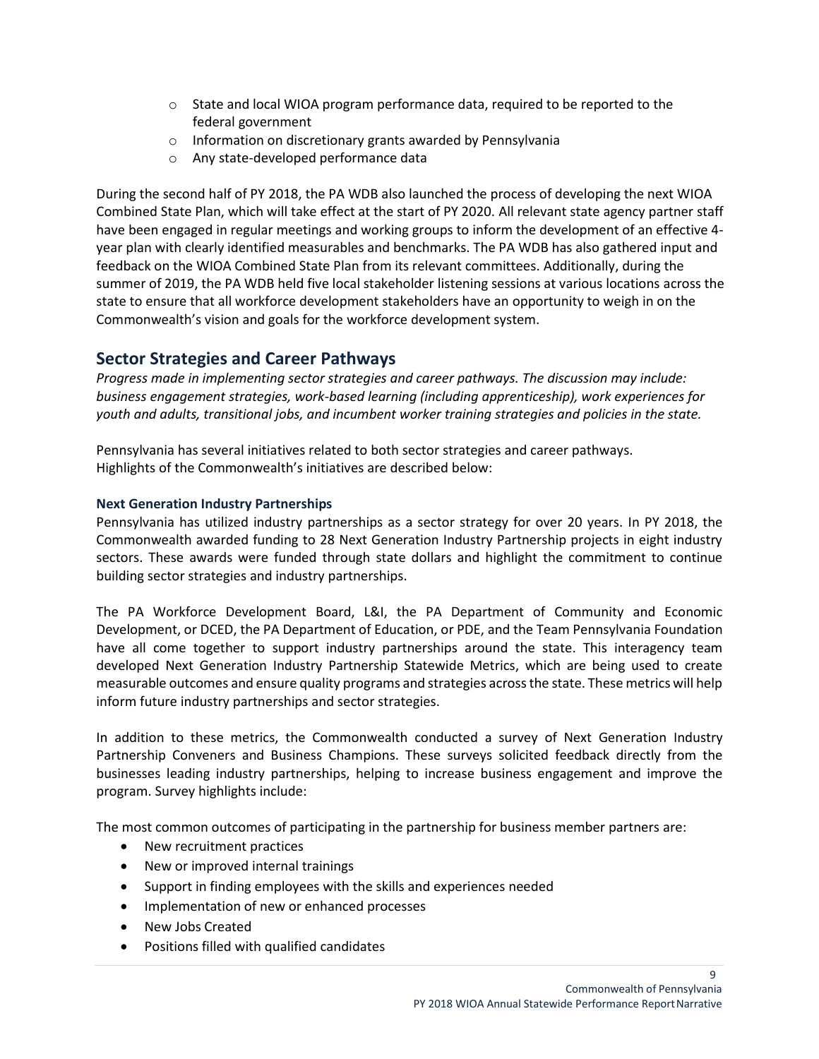- State and local WIOA program performance data, required to be reported to the federal government
  - Information on discretionary grants awarded by Pennsylvania
  - Any state-developed performance data

During the second half of PY 2018, the PA WDB also launched the process of developing the next WIOA Combined State Plan, which will take effect at the start of PY 2020. All relevant state agency partner staff have been engaged in regular meetings and working groups to inform the development of an effective 4-year plan with clearly identified measurables and benchmarks. The PA WDB has also gathered input and feedback on the WIOA Combined State Plan from its relevant committees. Additionally, during the summer of 2019, the PA WDB held five local stakeholder listening sessions at various locations across the state to ensure that all workforce development stakeholders have an opportunity to weigh in on the Commonwealth's vision and goals for the workforce development system.

## Sector Strategies and Career Pathways

*Progress made in implementing sector strategies and career pathways. The discussion may include: business engagement strategies, work-based learning (including apprenticeship), work experiences for youth and adults, transitional jobs, and incumbent worker training strategies and policies in the state.*

Pennsylvania has several initiatives related to both sector strategies and career pathways. Highlights of the Commonwealth's initiatives are described below:

### Next Generation Industry Partnerships

Pennsylvania has utilized industry partnerships as a sector strategy for over 20 years. In PY 2018, the Commonwealth awarded funding to 28 Next Generation Industry Partnership projects in eight industry sectors. These awards were funded through state dollars and highlight the commitment to continue building sector strategies and industry partnerships.

The PA Workforce Development Board, L&I, the PA Department of Community and Economic Development, or DCED, the PA Department of Education, or PDE, and the Team Pennsylvania Foundation have all come together to support industry partnerships around the state. This interagency team developed Next Generation Industry Partnership Statewide Metrics, which are being used to create measurable outcomes and ensure quality programs and strategies across the state. These metrics will help inform future industry partnerships and sector strategies.

In addition to these metrics, the Commonwealth conducted a survey of Next Generation Industry Partnership Conveners and Business Champions. These surveys solicited feedback directly from the businesses leading industry partnerships, helping to increase business engagement and improve the program. Survey highlights include:

The most common outcomes of participating in the partnership for business member partners are:

- New recruitment practices
- New or improved internal trainings
- Support in finding employees with the skills and experiences needed
- Implementation of new or enhanced processes
- New Jobs Created
- Positions filled with qualified candidates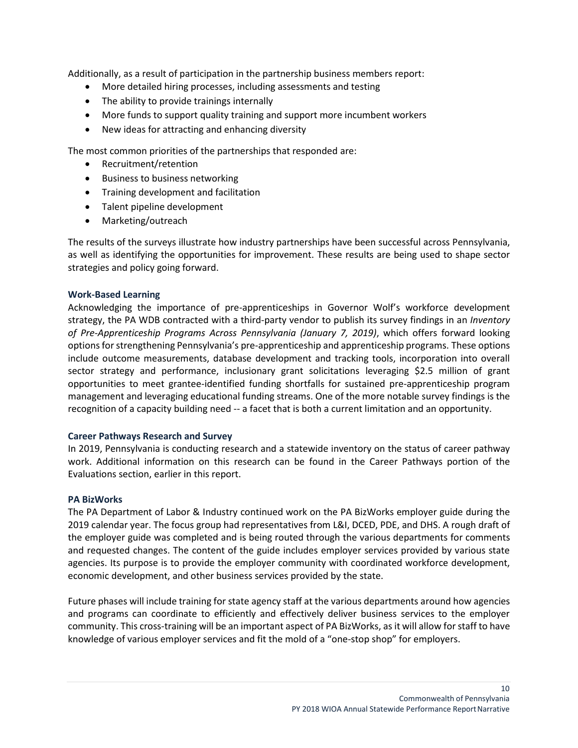Additionally, as a result of participation in the partnership business members report:

- More detailed hiring processes, including assessments and testing
- The ability to provide trainings internally
- More funds to support quality training and support more incumbent workers
- New ideas for attracting and enhancing diversity

The most common priorities of the partnerships that responded are:

- Recruitment/retention
- Business to business networking
- Training development and facilitation
- Talent pipeline development
- Marketing/outreach

The results of the surveys illustrate how industry partnerships have been successful across Pennsylvania, as well as identifying the opportunities for improvement. These results are being used to shape sector strategies and policy going forward.

#### Work-Based Learning

Acknowledging the importance of pre-apprenticeships in Governor Wolf's workforce development strategy, the PA WDB contracted with a third-party vendor to publish its survey findings in an *Inventory of Pre-Apprenticeship Programs Across Pennsylvania (January 7, 2019)*, which offers forward looking options for strengthening Pennsylvania's pre-apprenticeship and apprenticeship programs. These options include outcome measurements, database development and tracking tools, incorporation into overall sector strategy and performance, inclusionary grant solicitations leveraging $2.5 million of grant opportunities to meet grantee-identified funding shortfalls for sustained pre-apprenticeship program management and leveraging educational funding streams. One of the more notable survey findings is the recognition of a capacity building need -- a facet that is both a current limitation and an opportunity.

#### Career Pathways Research and Survey

In 2019, Pennsylvania is conducting research and a statewide inventory on the status of career pathway work. Additional information on this research can be found in the Career Pathways portion of the Evaluations section, earlier in this report.

#### PA BizWorks

The PA Department of Labor & Industry continued work on the PA BizWorks employer guide during the 2019 calendar year. The focus group had representatives from L&I, DCED, PDE, and DHS. A rough draft of the employer guide was completed and is being routed through the various departments for comments and requested changes. The content of the guide includes employer services provided by various state agencies. Its purpose is to provide the employer community with coordinated workforce development, economic development, and other business services provided by the state.

Future phases will include training for state agency staff at the various departments around how agencies and programs can coordinate to efficiently and effectively deliver business services to the employer community. This cross-training will be an important aspect of PA BizWorks, as it will allow for staff to have knowledge of various employer services and fit the mold of a "one-stop shop" for employers.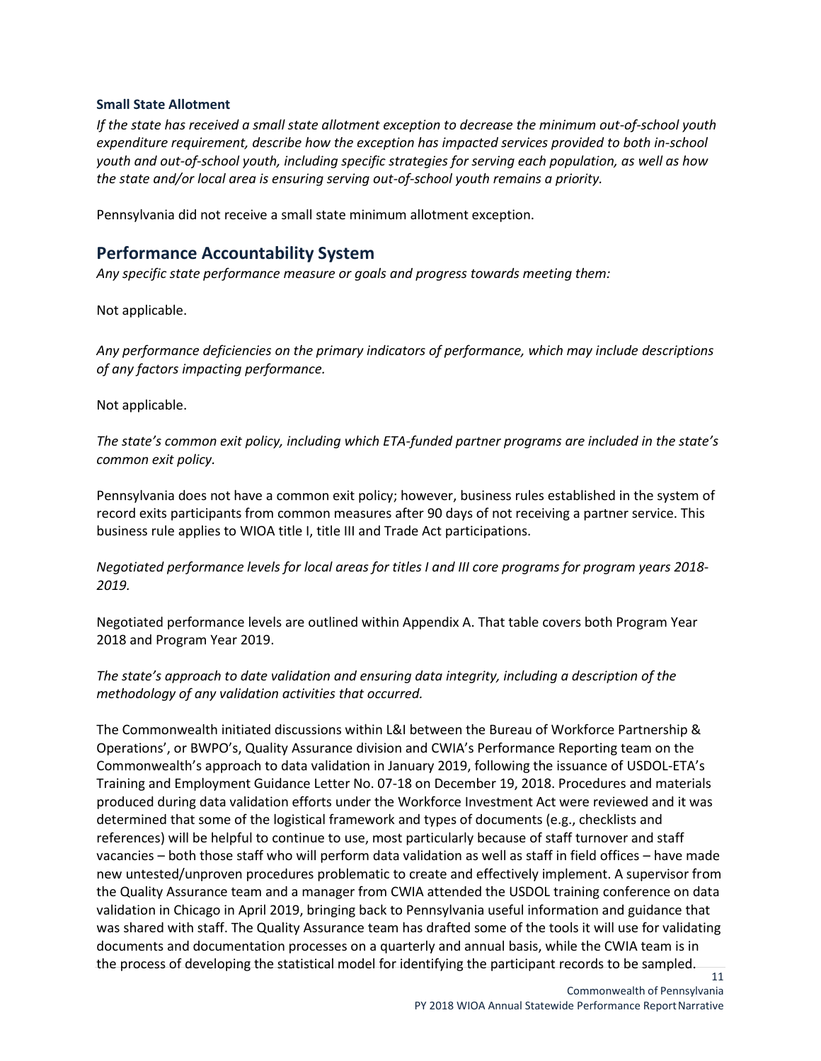### Small State Allotment

*If the state has received a small state allotment exception to decrease the minimum out-of-school youth expenditure requirement, describe how the exception has impacted services provided to both in-school youth and out-of-school youth, including specific strategies for serving each population, as well as how the state and/or local area is ensuring serving out-of-school youth remains a priority.*

Pennsylvania did not receive a small state minimum allotment exception.

## Performance Accountability System

*Any specific state performance measure or goals and progress towards meeting them:*

Not applicable.

*Any performance deficiencies on the primary indicators of performance, which may include descriptions of any factors impacting performance.*

Not applicable.

*The state's common exit policy, including which ETA-funded partner programs are included in the state's common exit policy.*

Pennsylvania does not have a common exit policy; however, business rules established in the system of record exits participants from common measures after 90 days of not receiving a partner service. This business rule applies to WIOA title I, title III and Trade Act participations.

*Negotiated performance levels for local areas for titles I and III core programs for program years 2018-2019.*

Negotiated performance levels are outlined within Appendix A. That table covers both Program Year 2018 and Program Year 2019.

*The state's approach to date validation and ensuring data integrity, including a description of the methodology of any validation activities that occurred.*

The Commonwealth initiated discussions within L&I between the Bureau of Workforce Partnership & Operations', or BWPO's, Quality Assurance division and CWIA's Performance Reporting team on the Commonwealth's approach to data validation in January 2019, following the issuance of USDOL-ETA's Training and Employment Guidance Letter No. 07-18 on December 19, 2018. Procedures and materials produced during data validation efforts under the Workforce Investment Act were reviewed and it was determined that some of the logistical framework and types of documents (e.g., checklists and references) will be helpful to continue to use, most particularly because of staff turnover and staff vacancies – both those staff who will perform data validation as well as staff in field offices – have made new untested/unproven procedures problematic to create and effectively implement. A supervisor from the Quality Assurance team and a manager from CWIA attended the USDOL training conference on data validation in Chicago in April 2019, bringing back to Pennsylvania useful information and guidance that was shared with staff. The Quality Assurance team has drafted some of the tools it will use for validating documents and documentation processes on a quarterly and annual basis, while the CWIA team is in the process of developing the statistical model for identifying the participant records to be sampled.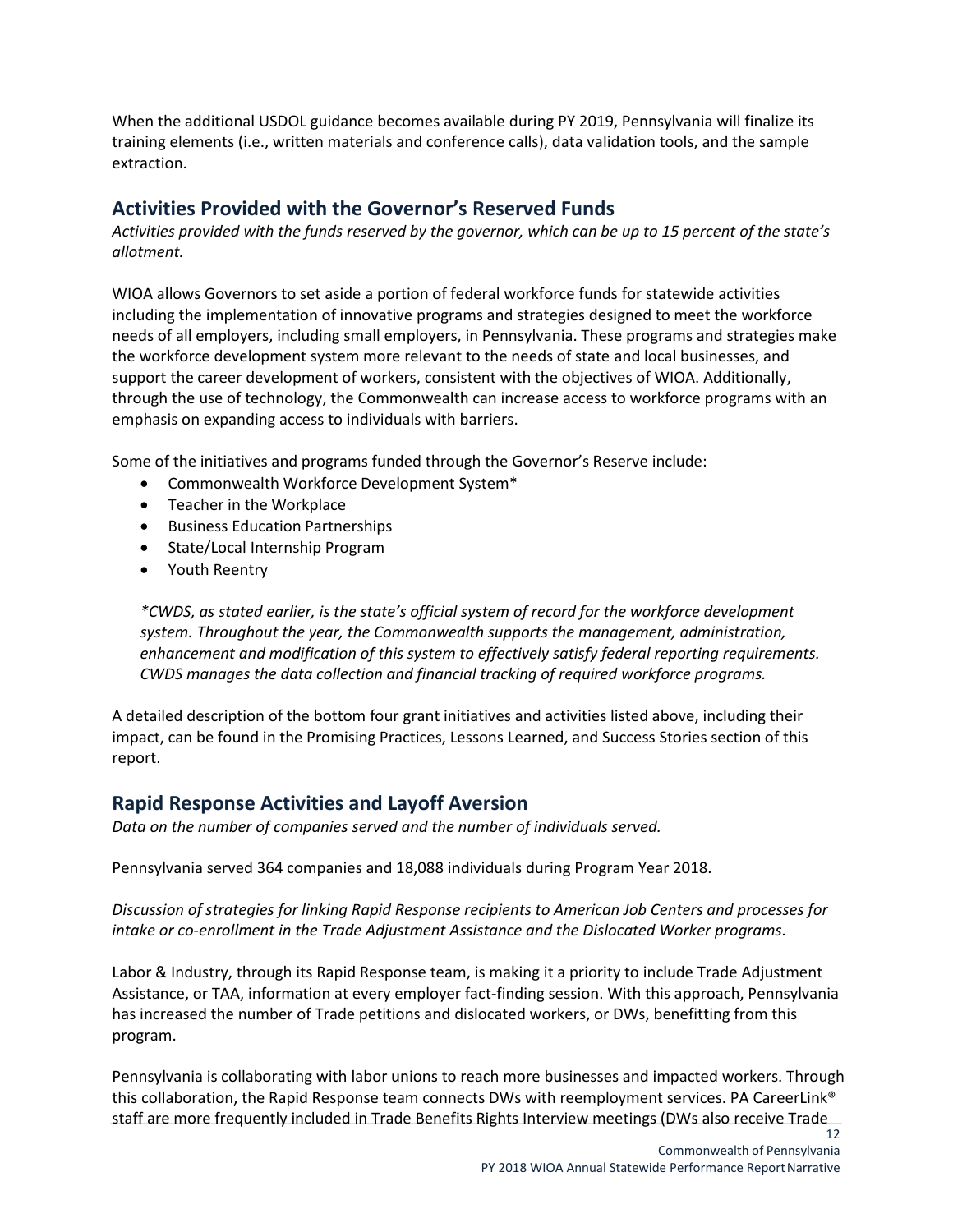When the additional USDOL guidance becomes available during PY 2019, Pennsylvania will finalize its training elements (i.e., written materials and conference calls), data validation tools, and the sample extraction.

## Activities Provided with the Governor's Reserved Funds

*Activities provided with the funds reserved by the governor, which can be up to 15 percent of the state's allotment.*

WIOA allows Governors to set aside a portion of federal workforce funds for statewide activities including the implementation of innovative programs and strategies designed to meet the workforce needs of all employers, including small employers, in Pennsylvania. These programs and strategies make the workforce development system more relevant to the needs of state and local businesses, and support the career development of workers, consistent with the objectives of WIOA. Additionally, through the use of technology, the Commonwealth can increase access to workforce programs with an emphasis on expanding access to individuals with barriers.

Some of the initiatives and programs funded through the Governor's Reserve include:

- Commonwealth Workforce Development System*
- Teacher in the Workplace
- Business Education Partnerships
- State/Local Internship Program
- Youth Reentry

*\*CWDS, as stated earlier, is the state's official system of record for the workforce development system. Throughout the year, the Commonwealth supports the management, administration, enhancement and modification of this system to effectively satisfy federal reporting requirements. CWDS manages the data collection and financial tracking of required workforce programs.*

A detailed description of the bottom four grant initiatives and activities listed above, including their impact, can be found in the Promising Practices, Lessons Learned, and Success Stories section of this report.

## Rapid Response Activities and Layoff Aversion

*Data on the number of companies served and the number of individuals served.*

Pennsylvania served 364 companies and 18,088 individuals during Program Year 2018.

*Discussion of strategies for linking Rapid Response recipients to American Job Centers and processes for intake or co-enrollment in the Trade Adjustment Assistance and the Dislocated Worker programs.*

Labor & Industry, through its Rapid Response team, is making it a priority to include Trade Adjustment Assistance, or TAA, information at every employer fact-finding session. With this approach, Pennsylvania has increased the number of Trade petitions and dislocated workers, or DWs, benefitting from this program.

Pennsylvania is collaborating with labor unions to reach more businesses and impacted workers. Through this collaboration, the Rapid Response team connects DWs with reemployment services. PA CareerLink® staff are more frequently included in Trade Benefits Rights Interview meetings (DWs also receive Trade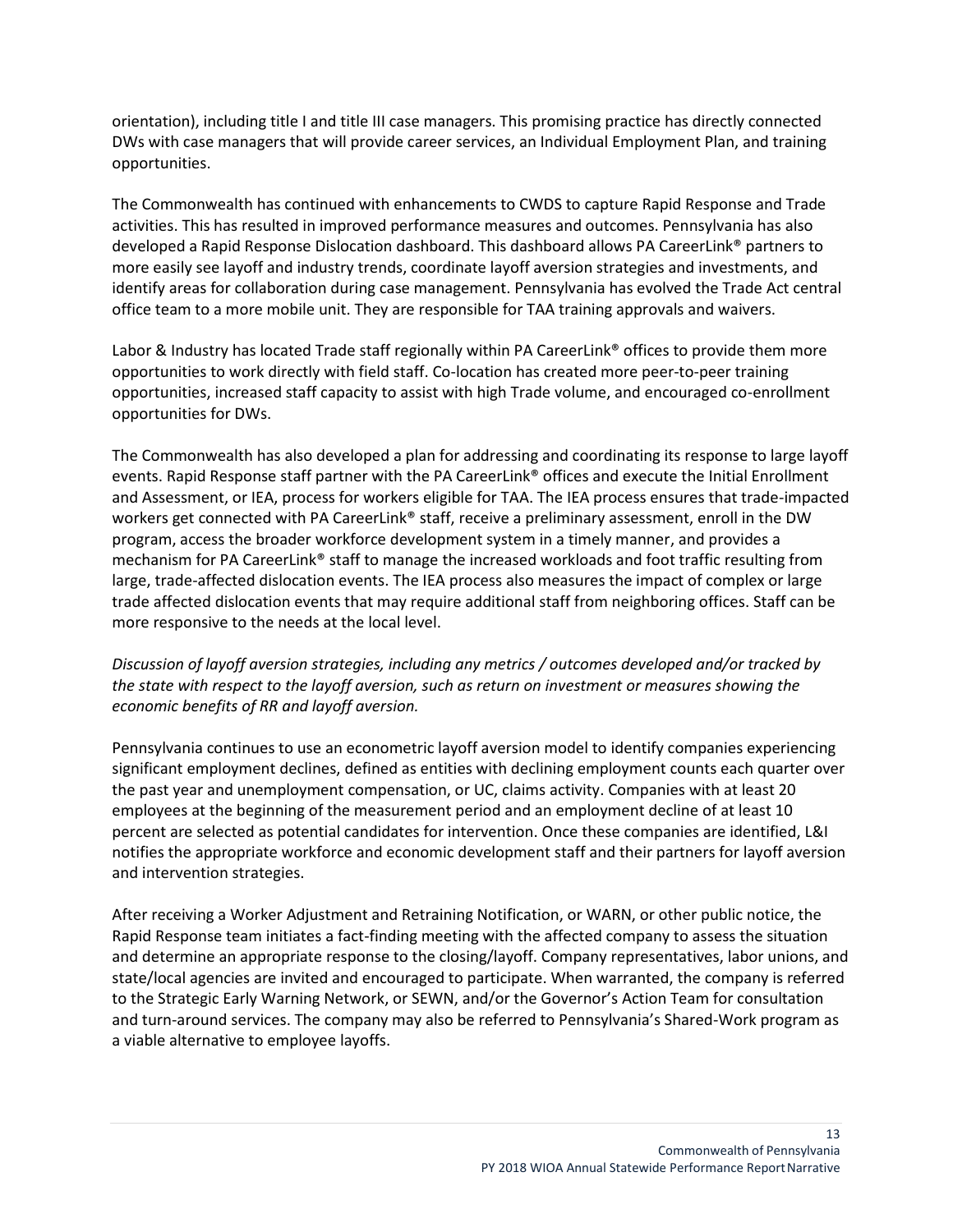orientation), including title I and title III case managers. This promising practice has directly connected DWs with case managers that will provide career services, an Individual Employment Plan, and training opportunities.

The Commonwealth has continued with enhancements to CWDS to capture Rapid Response and Trade activities. This has resulted in improved performance measures and outcomes. Pennsylvania has also developed a Rapid Response Dislocation dashboard. This dashboard allows PA CareerLink® partners to more easily see layoff and industry trends, coordinate layoff aversion strategies and investments, and identify areas for collaboration during case management. Pennsylvania has evolved the Trade Act central office team to a more mobile unit. They are responsible for TAA training approvals and waivers.

Labor & Industry has located Trade staff regionally within PA CareerLink® offices to provide them more opportunities to work directly with field staff. Co-location has created more peer-to-peer training opportunities, increased staff capacity to assist with high Trade volume, and encouraged co-enrollment opportunities for DWs.

The Commonwealth has also developed a plan for addressing and coordinating its response to large layoff events. Rapid Response staff partner with the PA CareerLink® offices and execute the Initial Enrollment and Assessment, or IEA, process for workers eligible for TAA. The IEA process ensures that trade-impacted workers get connected with PA CareerLink® staff, receive a preliminary assessment, enroll in the DW program, access the broader workforce development system in a timely manner, and provides a mechanism for PA CareerLink® staff to manage the increased workloads and foot traffic resulting from large, trade-affected dislocation events. The IEA process also measures the impact of complex or large trade affected dislocation events that may require additional staff from neighboring offices. Staff can be more responsive to the needs at the local level.

*Discussion of layoff aversion strategies, including any metrics / outcomes developed and/or tracked by the state with respect to the layoff aversion, such as return on investment or measures showing the economic benefits of RR and layoff aversion.*

Pennsylvania continues to use an econometric layoff aversion model to identify companies experiencing significant employment declines, defined as entities with declining employment counts each quarter over the past year and unemployment compensation, or UC, claims activity. Companies with at least 20 employees at the beginning of the measurement period and an employment decline of at least 10 percent are selected as potential candidates for intervention. Once these companies are identified, L&I notifies the appropriate workforce and economic development staff and their partners for layoff aversion and intervention strategies.

After receiving a Worker Adjustment and Retraining Notification, or WARN, or other public notice, the Rapid Response team initiates a fact-finding meeting with the affected company to assess the situation and determine an appropriate response to the closing/layoff. Company representatives, labor unions, and state/local agencies are invited and encouraged to participate. When warranted, the company is referred to the Strategic Early Warning Network, or SEWN, and/or the Governor's Action Team for consultation and turn-around services. The company may also be referred to Pennsylvania's Shared-Work program as a viable alternative to employee layoffs.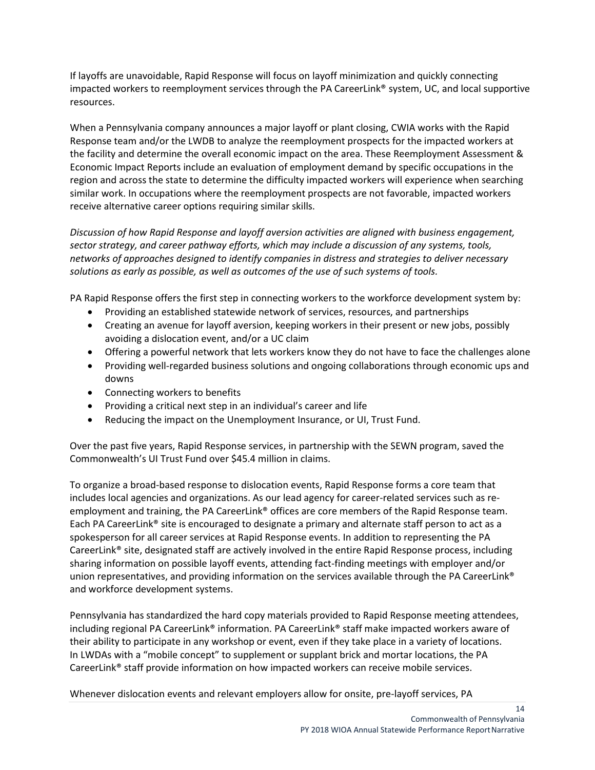If layoffs are unavoidable, Rapid Response will focus on layoff minimization and quickly connecting impacted workers to reemployment services through the PA CareerLink® system, UC, and local supportive resources.

When a Pennsylvania company announces a major layoff or plant closing, CWIA works with the Rapid Response team and/or the LWDB to analyze the reemployment prospects for the impacted workers at the facility and determine the overall economic impact on the area. These Reemployment Assessment & Economic Impact Reports include an evaluation of employment demand by specific occupations in the region and across the state to determine the difficulty impacted workers will experience when searching similar work. In occupations where the reemployment prospects are not favorable, impacted workers receive alternative career options requiring similar skills.

*Discussion of how Rapid Response and layoff aversion activities are aligned with business engagement, sector strategy, and career pathway efforts, which may include a discussion of any systems, tools, networks of approaches designed to identify companies in distress and strategies to deliver necessary solutions as early as possible, as well as outcomes of the use of such systems of tools.*

PA Rapid Response offers the first step in connecting workers to the workforce development system by:

- Providing an established statewide network of services, resources, and partnerships
- Creating an avenue for layoff aversion, keeping workers in their present or new jobs, possibly avoiding a dislocation event, and/or a UC claim
- Offering a powerful network that lets workers know they do not have to face the challenges alone
- Providing well-regarded business solutions and ongoing collaborations through economic ups and downs
- Connecting workers to benefits
- Providing a critical next step in an individual's career and life
- Reducing the impact on the Unemployment Insurance, or UI, Trust Fund.

Over the past five years, Rapid Response services, in partnership with the SEWN program, saved the Commonwealth's UI Trust Fund over $45.4 million in claims.

To organize a broad-based response to dislocation events, Rapid Response forms a core team that includes local agencies and organizations. As our lead agency for career-related services such as re-employment and training, the PA CareerLink® offices are core members of the Rapid Response team. Each PA CareerLink® site is encouraged to designate a primary and alternate staff person to act as a spokesperson for all career services at Rapid Response events. In addition to representing the PA CareerLink® site, designated staff are actively involved in the entire Rapid Response process, including sharing information on possible layoff events, attending fact-finding meetings with employer and/or union representatives, and providing information on the services available through the PA CareerLink® and workforce development systems.

Pennsylvania has standardized the hard copy materials provided to Rapid Response meeting attendees, including regional PA CareerLink® information. PA CareerLink® staff make impacted workers aware of their ability to participate in any workshop or event, even if they take place in a variety of locations. In LWDAs with a "mobile concept" to supplement or supplant brick and mortar locations, the PA CareerLink® staff provide information on how impacted workers can receive mobile services.

Whenever dislocation events and relevant employers allow for onsite, pre-layoff services, PA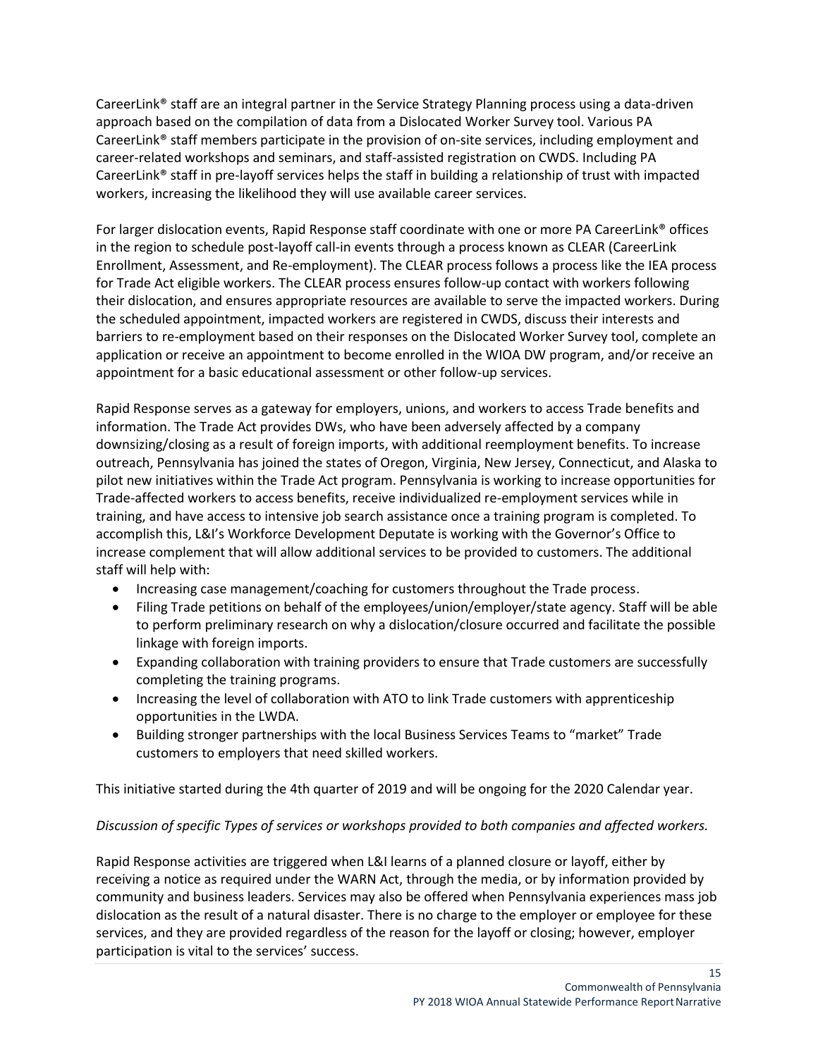CareerLink® staff are an integral partner in the Service Strategy Planning process using a data-driven approach based on the compilation of data from a Dislocated Worker Survey tool. Various PA CareerLink® staff members participate in the provision of on-site services, including employment and career-related workshops and seminars, and staff-assisted registration on CWDS. Including PA CareerLink® staff in pre-layoff services helps the staff in building a relationship of trust with impacted workers, increasing the likelihood they will use available career services.

For larger dislocation events, Rapid Response staff coordinate with one or more PA CareerLink® offices in the region to schedule post-layoff call-in events through a process known as CLEAR (CareerLink Enrollment, Assessment, and Re-employment). The CLEAR process follows a process like the IEA process for Trade Act eligible workers. The CLEAR process ensures follow-up contact with workers following their dislocation, and ensures appropriate resources are available to serve the impacted workers. During the scheduled appointment, impacted workers are registered in CWDS, discuss their interests and barriers to re-employment based on their responses on the Dislocated Worker Survey tool, complete an application or receive an appointment to become enrolled in the WIOA DW program, and/or receive an appointment for a basic educational assessment or other follow-up services.

Rapid Response serves as a gateway for employers, unions, and workers to access Trade benefits and information. The Trade Act provides DWs, who have been adversely affected by a company downsizing/closing as a result of foreign imports, with additional reemployment benefits. To increase outreach, Pennsylvania has joined the states of Oregon, Virginia, New Jersey, Connecticut, and Alaska to pilot new initiatives within the Trade Act program. Pennsylvania is working to increase opportunities for Trade-affected workers to access benefits, receive individualized re-employment services while in training, and have access to intensive job search assistance once a training program is completed. To accomplish this, L&I's Workforce Development Deputate is working with the Governor's Office to increase complement that will allow additional services to be provided to customers. The additional staff will help with:

- Increasing case management/coaching for customers throughout the Trade process.
- Filing Trade petitions on behalf of the employees/union/employer/state agency. Staff will be able to perform preliminary research on why a dislocation/closure occurred and facilitate the possible linkage with foreign imports.
- Expanding collaboration with training providers to ensure that Trade customers are successfully completing the training programs.
- Increasing the level of collaboration with ATO to link Trade customers with apprenticeship opportunities in the LWDA.
- Building stronger partnerships with the local Business Services Teams to "market" Trade customers to employers that need skilled workers.

This initiative started during the 4th quarter of 2019 and will be ongoing for the 2020 Calendar year.

*Discussion of specific Types of services or workshops provided to both companies and affected workers.*

Rapid Response activities are triggered when L&I learns of a planned closure or layoff, either by receiving a notice as required under the WARN Act, through the media, or by information provided by community and business leaders. Services may also be offered when Pennsylvania experiences mass job dislocation as the result of a natural disaster. There is no charge to the employer or employee for these services, and they are provided regardless of the reason for the layoff or closing; however, employer participation is vital to the services' success.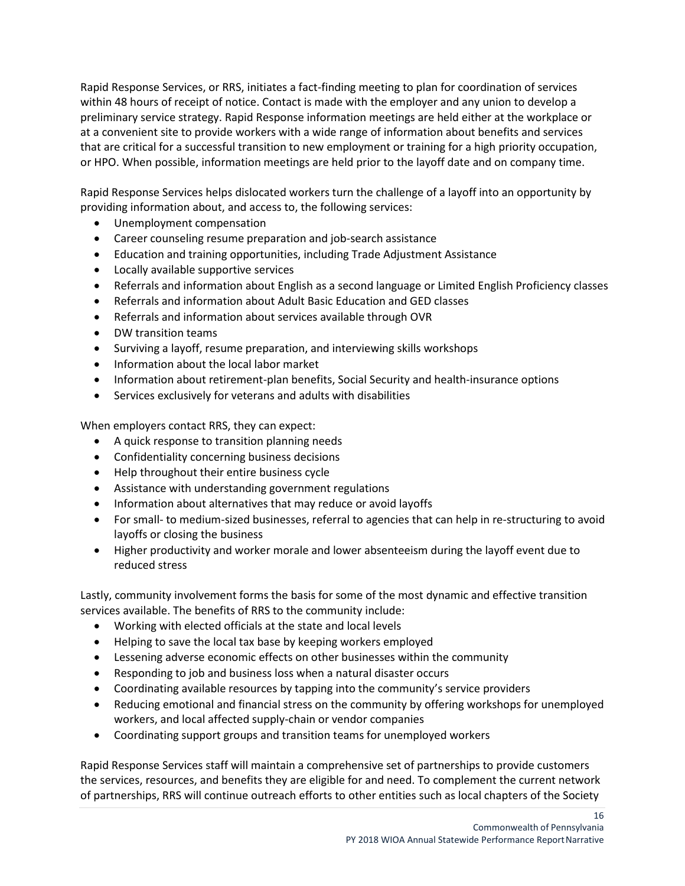Rapid Response Services, or RRS, initiates a fact-finding meeting to plan for coordination of services within 48 hours of receipt of notice. Contact is made with the employer and any union to develop a preliminary service strategy. Rapid Response information meetings are held either at the workplace or at a convenient site to provide workers with a wide range of information about benefits and services that are critical for a successful transition to new employment or training for a high priority occupation, or HPO. When possible, information meetings are held prior to the layoff date and on company time.

Rapid Response Services helps dislocated workers turn the challenge of a layoff into an opportunity by providing information about, and access to, the following services:

- Unemployment compensation
- Career counseling resume preparation and job-search assistance
- Education and training opportunities, including Trade Adjustment Assistance
- Locally available supportive services
- Referrals and information about English as a second language or Limited English Proficiency classes
- Referrals and information about Adult Basic Education and GED classes
- Referrals and information about services available through OVR
- DW transition teams
- Surviving a layoff, resume preparation, and interviewing skills workshops
- Information about the local labor market
- Information about retirement-plan benefits, Social Security and health-insurance options
- Services exclusively for veterans and adults with disabilities

When employers contact RRS, they can expect:

- A quick response to transition planning needs
- Confidentiality concerning business decisions
- Help throughout their entire business cycle
- Assistance with understanding government regulations
- Information about alternatives that may reduce or avoid layoffs
- For small- to medium-sized businesses, referral to agencies that can help in re-structuring to avoid layoffs or closing the business
- Higher productivity and worker morale and lower absenteeism during the layoff event due to reduced stress

Lastly, community involvement forms the basis for some of the most dynamic and effective transition services available. The benefits of RRS to the community include:

- Working with elected officials at the state and local levels
- Helping to save the local tax base by keeping workers employed
- Lessening adverse economic effects on other businesses within the community
- Responding to job and business loss when a natural disaster occurs
- Coordinating available resources by tapping into the community's service providers
- Reducing emotional and financial stress on the community by offering workshops for unemployed workers, and local affected supply-chain or vendor companies
- Coordinating support groups and transition teams for unemployed workers

Rapid Response Services staff will maintain a comprehensive set of partnerships to provide customers the services, resources, and benefits they are eligible for and need. To complement the current network of partnerships, RRS will continue outreach efforts to other entities such as local chapters of the Society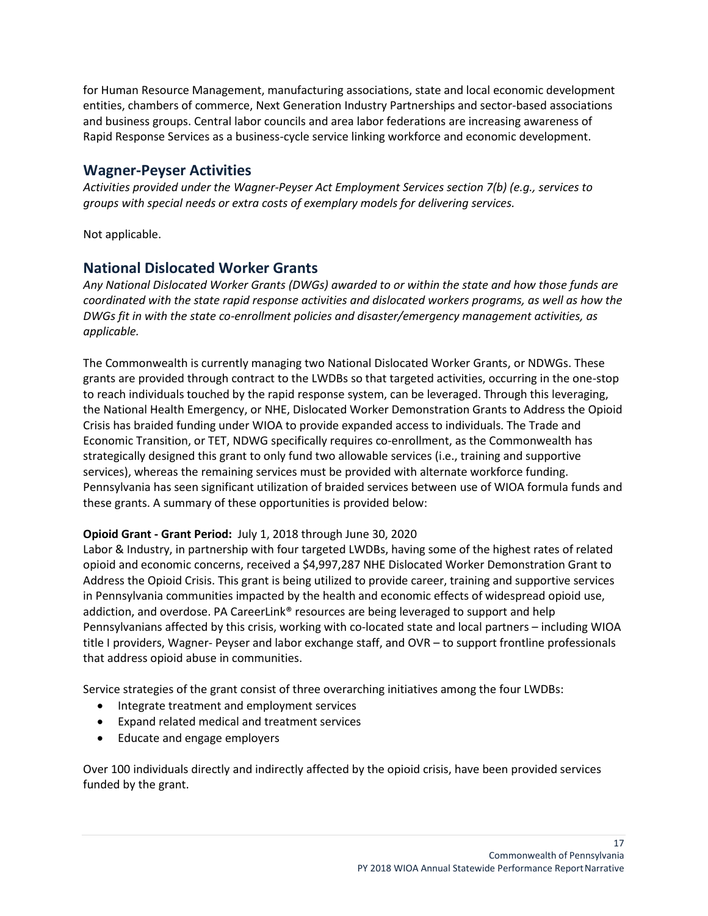for Human Resource Management, manufacturing associations, state and local economic development entities, chambers of commerce, Next Generation Industry Partnerships and sector-based associations and business groups. Central labor councils and area labor federations are increasing awareness of Rapid Response Services as a business-cycle service linking workforce and economic development.

## Wagner-Peyser Activities

*Activities provided under the Wagner-Peyser Act Employment Services section 7(b) (e.g., services to groups with special needs or extra costs of exemplary models for delivering services.*

Not applicable.

## National Dislocated Worker Grants

*Any National Dislocated Worker Grants (DWGs) awarded to or within the state and how those funds are coordinated with the state rapid response activities and dislocated workers programs, as well as how the DWGs fit in with the state co-enrollment policies and disaster/emergency management activities, as applicable.*

The Commonwealth is currently managing two National Dislocated Worker Grants, or NDWGs. These grants are provided through contract to the LWDBs so that targeted activities, occurring in the one-stop to reach individuals touched by the rapid response system, can be leveraged. Through this leveraging, the National Health Emergency, or NHE, Dislocated Worker Demonstration Grants to Address the Opioid Crisis has braided funding under WIOA to provide expanded access to individuals. The Trade and Economic Transition, or TET, NDWG specifically requires co-enrollment, as the Commonwealth has strategically designed this grant to only fund two allowable services (i.e., training and supportive services), whereas the remaining services must be provided with alternate workforce funding. Pennsylvania has seen significant utilization of braided services between use of WIOA formula funds and these grants. A summary of these opportunities is provided below:

**Opioid Grant - Grant Period:** July 1, 2018 through June 30, 2020
Labor & Industry, in partnership with four targeted LWDBs, having some of the highest rates of related opioid and economic concerns, received a $4,997,287 NHE Dislocated Worker Demonstration Grant to Address the Opioid Crisis. This grant is being utilized to provide career, training and supportive services in Pennsylvania communities impacted by the health and economic effects of widespread opioid use, addiction, and overdose. PA CareerLink® resources are being leveraged to support and help Pennsylvanians affected by this crisis, working with co-located state and local partners – including WIOA title I providers, Wagner- Peyser and labor exchange staff, and OVR – to support frontline professionals that address opioid abuse in communities.

Service strategies of the grant consist of three overarching initiatives among the four LWDBs:

- Integrate treatment and employment services
- Expand related medical and treatment services
- Educate and engage employers

Over 100 individuals directly and indirectly affected by the opioid crisis, have been provided services funded by the grant.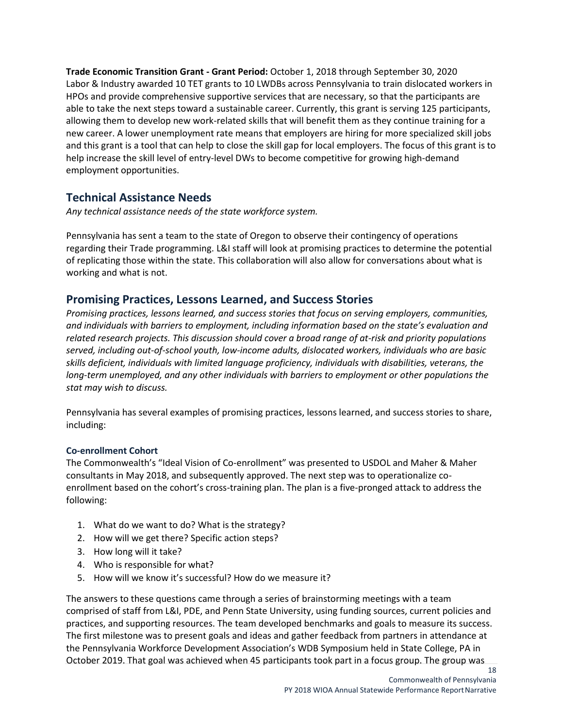**Trade Economic Transition Grant - Grant Period:** October 1, 2018 through September 30, 2020
Labor & Industry awarded 10 TET grants to 10 LWDBs across Pennsylvania to train dislocated workers in HPOs and provide comprehensive supportive services that are necessary, so that the participants are able to take the next steps toward a sustainable career. Currently, this grant is serving 125 participants, allowing them to develop new work-related skills that will benefit them as they continue training for a new career. A lower unemployment rate means that employers are hiring for more specialized skill jobs and this grant is a tool that can help to close the skill gap for local employers. The focus of this grant is to help increase the skill level of entry-level DWs to become competitive for growing high-demand employment opportunities.

## Technical Assistance Needs

*Any technical assistance needs of the state workforce system.*

Pennsylvania has sent a team to the state of Oregon to observe their contingency of operations regarding their Trade programming. L&I staff will look at promising practices to determine the potential of replicating those within the state. This collaboration will also allow for conversations about what is working and what is not.

## Promising Practices, Lessons Learned, and Success Stories

*Promising practices, lessons learned, and success stories that focus on serving employers, communities, and individuals with barriers to employment, including information based on the state's evaluation and related research projects. This discussion should cover a broad range of at-risk and priority populations served, including out-of-school youth, low-income adults, dislocated workers, individuals who are basic skills deficient, individuals with limited language proficiency, individuals with disabilities, veterans, the long-term unemployed, and any other individuals with barriers to employment or other populations the stat may wish to discuss.*

Pennsylvania has several examples of promising practices, lessons learned, and success stories to share, including:

### Co-enrollment Cohort

The Commonwealth's "Ideal Vision of Co-enrollment" was presented to USDOL and Maher & Maher consultants in May 2018, and subsequently approved. The next step was to operationalize co-enrollment based on the cohort's cross-training plan. The plan is a five-pronged attack to address the following:

1. What do we want to do? What is the strategy?
2. How will we get there? Specific action steps?
3. How long will it take?
4. Who is responsible for what?
5. How will we know it's successful? How do we measure it?

The answers to these questions came through a series of brainstorming meetings with a team comprised of staff from L&I, PDE, and Penn State University, using funding sources, current policies and practices, and supporting resources. The team developed benchmarks and goals to measure its success. The first milestone was to present goals and ideas and gather feedback from partners in attendance at the Pennsylvania Workforce Development Association's WDB Symposium held in State College, PA in October 2019. That goal was achieved when 45 participants took part in a focus group. The group was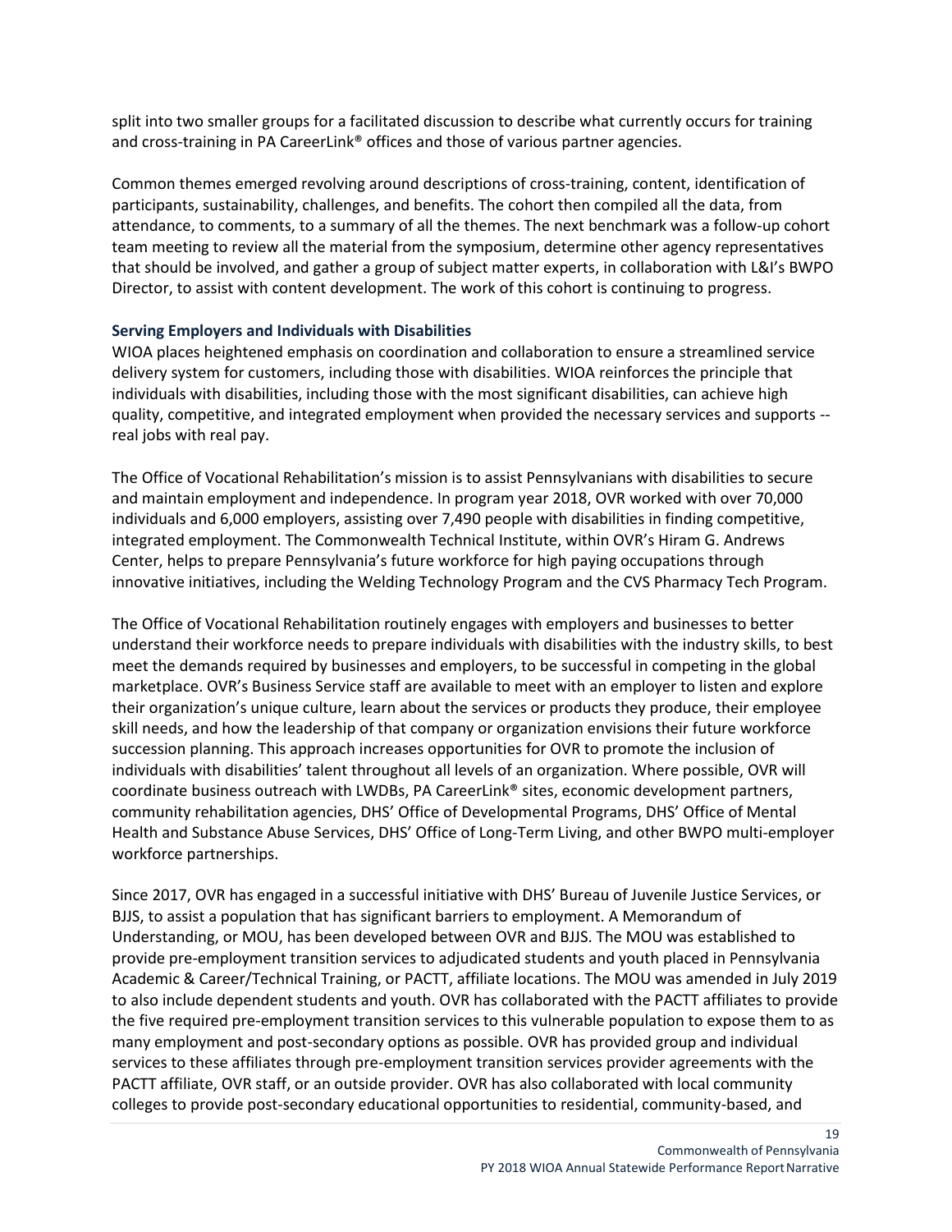split into two smaller groups for a facilitated discussion to describe what currently occurs for training and cross-training in PA CareerLink® offices and those of various partner agencies.

Common themes emerged revolving around descriptions of cross-training, content, identification of participants, sustainability, challenges, and benefits. The cohort then compiled all the data, from attendance, to comments, to a summary of all the themes. The next benchmark was a follow-up cohort team meeting to review all the material from the symposium, determine other agency representatives that should be involved, and gather a group of subject matter experts, in collaboration with L&I's BWPO Director, to assist with content development. The work of this cohort is continuing to progress.

### Serving Employers and Individuals with Disabilities

WIOA places heightened emphasis on coordination and collaboration to ensure a streamlined service delivery system for customers, including those with disabilities. WIOA reinforces the principle that individuals with disabilities, including those with the most significant disabilities, can achieve high quality, competitive, and integrated employment when provided the necessary services and supports -- real jobs with real pay.

The Office of Vocational Rehabilitation's mission is to assist Pennsylvanians with disabilities to secure and maintain employment and independence. In program year 2018, OVR worked with over 70,000 individuals and 6,000 employers, assisting over 7,490 people with disabilities in finding competitive, integrated employment. The Commonwealth Technical Institute, within OVR's Hiram G. Andrews Center, helps to prepare Pennsylvania's future workforce for high paying occupations through innovative initiatives, including the Welding Technology Program and the CVS Pharmacy Tech Program.

The Office of Vocational Rehabilitation routinely engages with employers and businesses to better understand their workforce needs to prepare individuals with disabilities with the industry skills, to best meet the demands required by businesses and employers, to be successful in competing in the global marketplace. OVR's Business Service staff are available to meet with an employer to listen and explore their organization's unique culture, learn about the services or products they produce, their employee skill needs, and how the leadership of that company or organization envisions their future workforce succession planning. This approach increases opportunities for OVR to promote the inclusion of individuals with disabilities' talent throughout all levels of an organization. Where possible, OVR will coordinate business outreach with LWDBs, PA CareerLink® sites, economic development partners, community rehabilitation agencies, DHS' Office of Developmental Programs, DHS' Office of Mental Health and Substance Abuse Services, DHS' Office of Long-Term Living, and other BWPO multi-employer workforce partnerships.

Since 2017, OVR has engaged in a successful initiative with DHS' Bureau of Juvenile Justice Services, or BJJS, to assist a population that has significant barriers to employment. A Memorandum of Understanding, or MOU, has been developed between OVR and BJJS. The MOU was established to provide pre-employment transition services to adjudicated students and youth placed in Pennsylvania Academic & Career/Technical Training, or PACTT, affiliate locations. The MOU was amended in July 2019 to also include dependent students and youth. OVR has collaborated with the PACTT affiliates to provide the five required pre-employment transition services to this vulnerable population to expose them to as many employment and post-secondary options as possible. OVR has provided group and individual services to these affiliates through pre-employment transition services provider agreements with the PACTT affiliate, OVR staff, or an outside provider. OVR has also collaborated with local community colleges to provide post-secondary educational opportunities to residential, community-based, and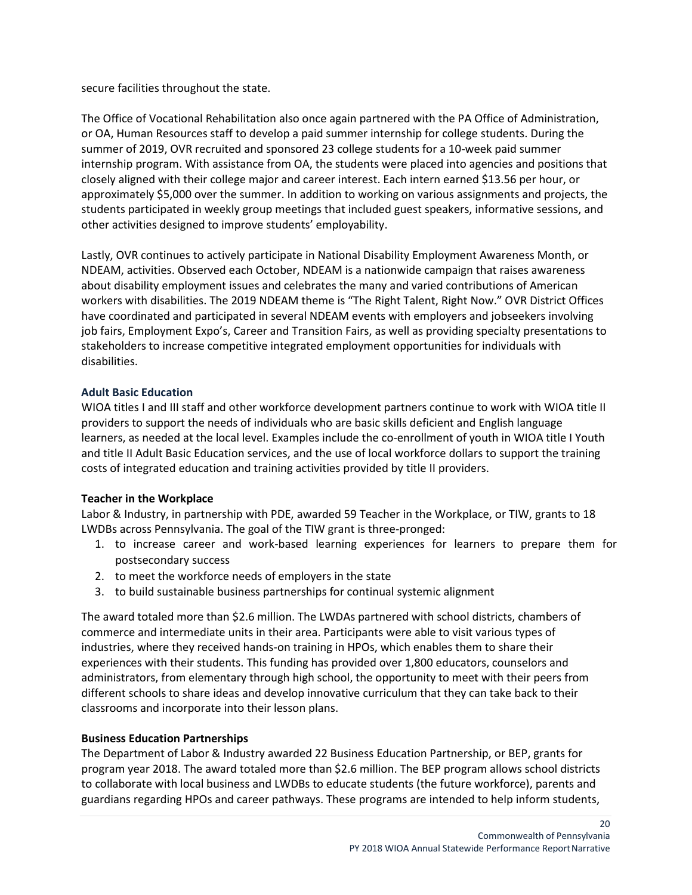secure facilities throughout the state.

The Office of Vocational Rehabilitation also once again partnered with the PA Office of Administration, or OA, Human Resources staff to develop a paid summer internship for college students. During the summer of 2019, OVR recruited and sponsored 23 college students for a 10-week paid summer internship program. With assistance from OA, the students were placed into agencies and positions that closely aligned with their college major and career interest. Each intern earned $13.56 per hour, or approximately $5,000 over the summer. In addition to working on various assignments and projects, the students participated in weekly group meetings that included guest speakers, informative sessions, and other activities designed to improve students' employability.

Lastly, OVR continues to actively participate in National Disability Employment Awareness Month, or NDEAM, activities. Observed each October, NDEAM is a nationwide campaign that raises awareness about disability employment issues and celebrates the many and varied contributions of American workers with disabilities. The 2019 NDEAM theme is "The Right Talent, Right Now." OVR District Offices have coordinated and participated in several NDEAM events with employers and jobseekers involving job fairs, Employment Expo's, Career and Transition Fairs, as well as providing specialty presentations to stakeholders to increase competitive integrated employment opportunities for individuals with disabilities.

### Adult Basic Education

WIOA titles I and III staff and other workforce development partners continue to work with WIOA title II providers to support the needs of individuals who are basic skills deficient and English language learners, as needed at the local level. Examples include the co-enrollment of youth in WIOA title I Youth and title II Adult Basic Education services, and the use of local workforce dollars to support the training costs of integrated education and training activities provided by title II providers.

### Teacher in the Workplace

Labor & Industry, in partnership with PDE, awarded 59 Teacher in the Workplace, or TIW, grants to 18 LWDBs across Pennsylvania. The goal of the TIW grant is three-pronged:

1. to increase career and work-based learning experiences for learners to prepare them for postsecondary success
2. to meet the workforce needs of employers in the state
3. to build sustainable business partnerships for continual systemic alignment

The award totaled more than $2.6 million. The LWDAs partnered with school districts, chambers of commerce and intermediate units in their area. Participants were able to visit various types of industries, where they received hands-on training in HPOs, which enables them to share their experiences with their students. This funding has provided over 1,800 educators, counselors and administrators, from elementary through high school, the opportunity to meet with their peers from different schools to share ideas and develop innovative curriculum that they can take back to their classrooms and incorporate into their lesson plans.

### Business Education Partnerships

The Department of Labor & Industry awarded 22 Business Education Partnership, or BEP, grants for program year 2018. The award totaled more than $2.6 million. The BEP program allows school districts to collaborate with local business and LWDBs to educate students (the future workforce), parents and guardians regarding HPOs and career pathways. These programs are intended to help inform students,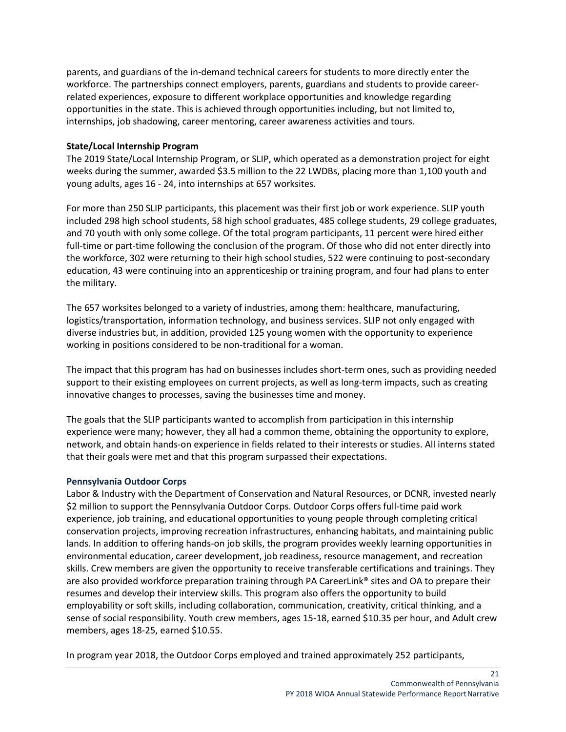parents, and guardians of the in-demand technical careers for students to more directly enter the workforce. The partnerships connect employers, parents, guardians and students to provide career-related experiences, exposure to different workplace opportunities and knowledge regarding opportunities in the state. This is achieved through opportunities including, but not limited to, internships, job shadowing, career mentoring, career awareness activities and tours.

**State/Local Internship Program**

The 2019 State/Local Internship Program, or SLIP, which operated as a demonstration project for eight weeks during the summer, awarded $3.5 million to the 22 LWDBs, placing more than 1,100 youth and young adults, ages 16 - 24, into internships at 657 worksites.

For more than 250 SLIP participants, this placement was their first job or work experience. SLIP youth included 298 high school students, 58 high school graduates, 485 college students, 29 college graduates, and 70 youth with only some college. Of the total program participants, 11 percent were hired either full-time or part-time following the conclusion of the program. Of those who did not enter directly into the workforce, 302 were returning to their high school studies, 522 were continuing to post-secondary education, 43 were continuing into an apprenticeship or training program, and four had plans to enter the military.

The 657 worksites belonged to a variety of industries, among them: healthcare, manufacturing, logistics/transportation, information technology, and business services. SLIP not only engaged with diverse industries but, in addition, provided 125 young women with the opportunity to experience working in positions considered to be non-traditional for a woman.

The impact that this program has had on businesses includes short-term ones, such as providing needed support to their existing employees on current projects, as well as long-term impacts, such as creating innovative changes to processes, saving the businesses time and money.

The goals that the SLIP participants wanted to accomplish from participation in this internship experience were many; however, they all had a common theme, obtaining the opportunity to explore, network, and obtain hands-on experience in fields related to their interests or studies. All interns stated that their goals were met and that this program surpassed their expectations.

**Pennsylvania Outdoor Corps**

Labor & Industry with the Department of Conservation and Natural Resources, or DCNR, invested nearly $2 million to support the Pennsylvania Outdoor Corps. Outdoor Corps offers full-time paid work experience, job training, and educational opportunities to young people through completing critical conservation projects, improving recreation infrastructures, enhancing habitats, and maintaining public lands. In addition to offering hands-on job skills, the program provides weekly learning opportunities in environmental education, career development, job readiness, resource management, and recreation skills. Crew members are given the opportunity to receive transferable certifications and trainings. They are also provided workforce preparation training through PA CareerLink® sites and OA to prepare their resumes and develop their interview skills. This program also offers the opportunity to build employability or soft skills, including collaboration, communication, creativity, critical thinking, and a sense of social responsibility. Youth crew members, ages 15-18, earned $10.35 per hour, and Adult crew members, ages 18-25, earned $10.55.

In program year 2018, the Outdoor Corps employed and trained approximately 252 participants,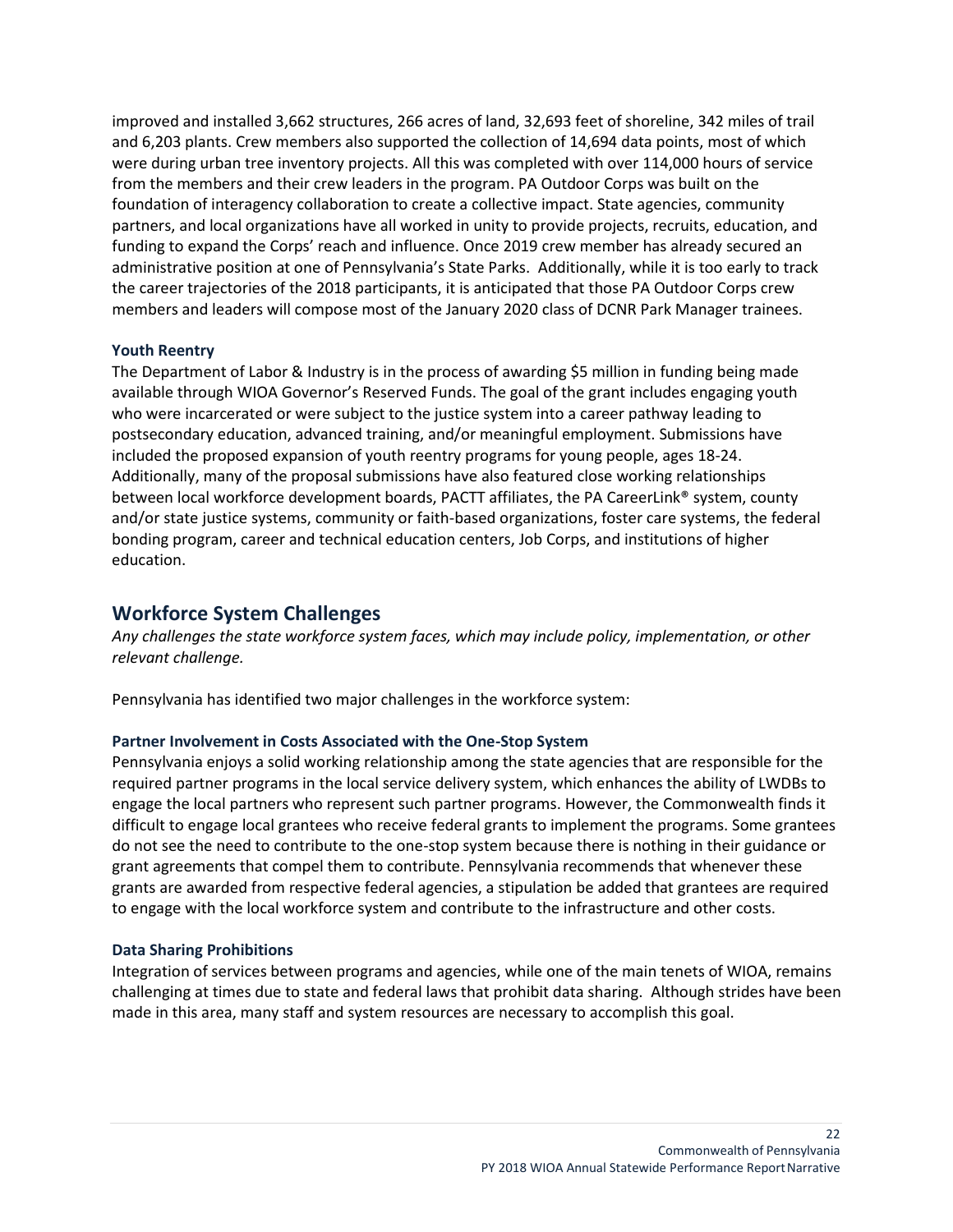improved and installed 3,662 structures, 266 acres of land, 32,693 feet of shoreline, 342 miles of trail and 6,203 plants. Crew members also supported the collection of 14,694 data points, most of which were during urban tree inventory projects. All this was completed with over 114,000 hours of service from the members and their crew leaders in the program. PA Outdoor Corps was built on the foundation of interagency collaboration to create a collective impact. State agencies, community partners, and local organizations have all worked in unity to provide projects, recruits, education, and funding to expand the Corps' reach and influence. Once 2019 crew member has already secured an administrative position at one of Pennsylvania's State Parks. Additionally, while it is too early to track the career trajectories of the 2018 participants, it is anticipated that those PA Outdoor Corps crew members and leaders will compose most of the January 2020 class of DCNR Park Manager trainees.

### Youth Reentry

The Department of Labor & Industry is in the process of awarding $5 million in funding being made available through WIOA Governor's Reserved Funds. The goal of the grant includes engaging youth who were incarcerated or were subject to the justice system into a career pathway leading to postsecondary education, advanced training, and/or meaningful employment. Submissions have included the proposed expansion of youth reentry programs for young people, ages 18-24. Additionally, many of the proposal submissions have also featured close working relationships between local workforce development boards, PACTT affiliates, the PA CareerLink® system, county and/or state justice systems, community or faith-based organizations, foster care systems, the federal bonding program, career and technical education centers, Job Corps, and institutions of higher education.

## Workforce System Challenges

*Any challenges the state workforce system faces, which may include policy, implementation, or other relevant challenge.*

Pennsylvania has identified two major challenges in the workforce system:

### Partner Involvement in Costs Associated with the One-Stop System

Pennsylvania enjoys a solid working relationship among the state agencies that are responsible for the required partner programs in the local service delivery system, which enhances the ability of LWDBs to engage the local partners who represent such partner programs. However, the Commonwealth finds it difficult to engage local grantees who receive federal grants to implement the programs. Some grantees do not see the need to contribute to the one-stop system because there is nothing in their guidance or grant agreements that compel them to contribute. Pennsylvania recommends that whenever these grants are awarded from respective federal agencies, a stipulation be added that grantees are required to engage with the local workforce system and contribute to the infrastructure and other costs.

### Data Sharing Prohibitions

Integration of services between programs and agencies, while one of the main tenets of WIOA, remains challenging at times due to state and federal laws that prohibit data sharing. Although strides have been made in this area, many staff and system resources are necessary to accomplish this goal.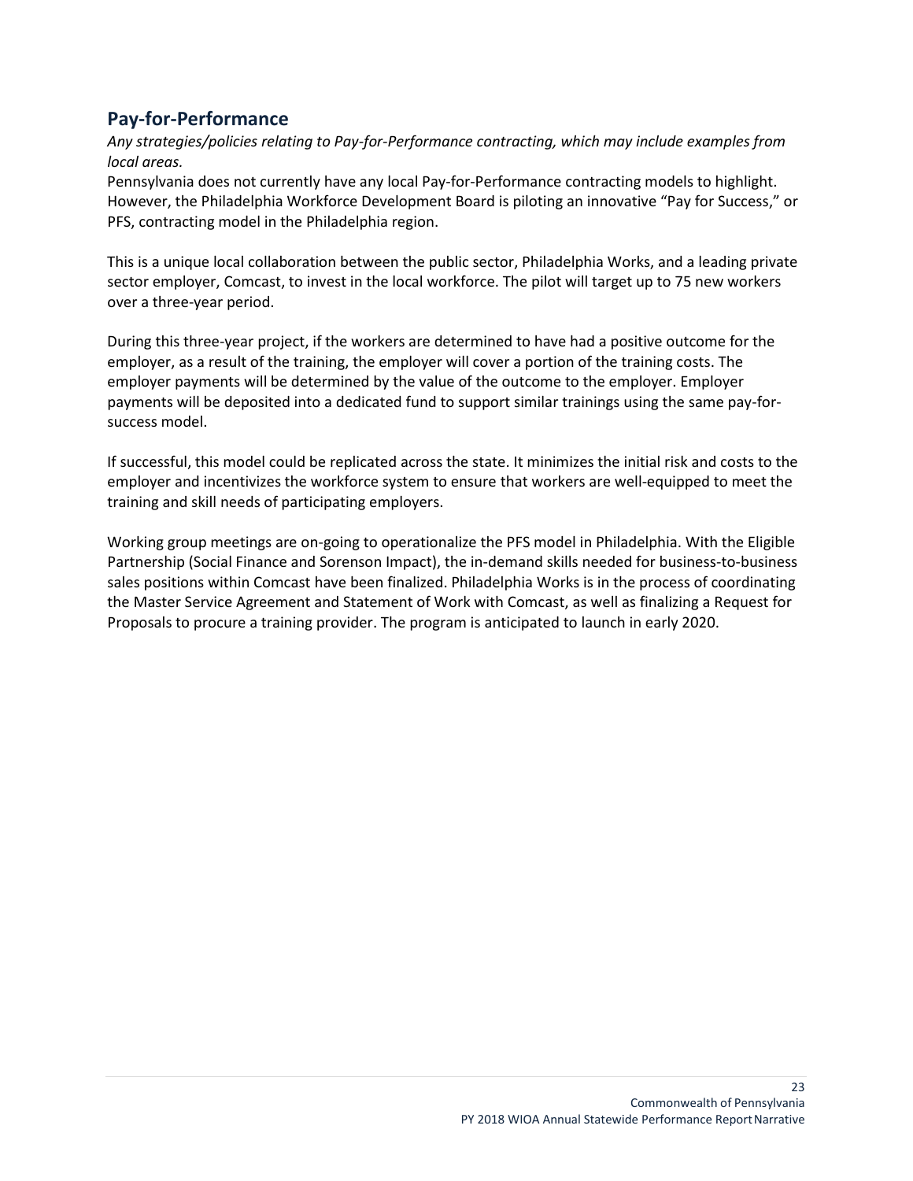## Pay-for-Performance

*Any strategies/policies relating to Pay-for-Performance contracting, which may include examples from local areas.*

Pennsylvania does not currently have any local Pay-for-Performance contracting models to highlight. However, the Philadelphia Workforce Development Board is piloting an innovative "Pay for Success," or PFS, contracting model in the Philadelphia region.

This is a unique local collaboration between the public sector, Philadelphia Works, and a leading private sector employer, Comcast, to invest in the local workforce. The pilot will target up to 75 new workers over a three-year period.

During this three-year project, if the workers are determined to have had a positive outcome for the employer, as a result of the training, the employer will cover a portion of the training costs. The employer payments will be determined by the value of the outcome to the employer. Employer payments will be deposited into a dedicated fund to support similar trainings using the same pay-for-success model.

If successful, this model could be replicated across the state. It minimizes the initial risk and costs to the employer and incentivizes the workforce system to ensure that workers are well-equipped to meet the training and skill needs of participating employers.

Working group meetings are on-going to operationalize the PFS model in Philadelphia. With the Eligible Partnership (Social Finance and Sorenson Impact), the in-demand skills needed for business-to-business sales positions within Comcast have been finalized. Philadelphia Works is in the process of coordinating the Master Service Agreement and Statement of Work with Comcast, as well as finalizing a Request for Proposals to procure a training provider. The program is anticipated to launch in early 2020.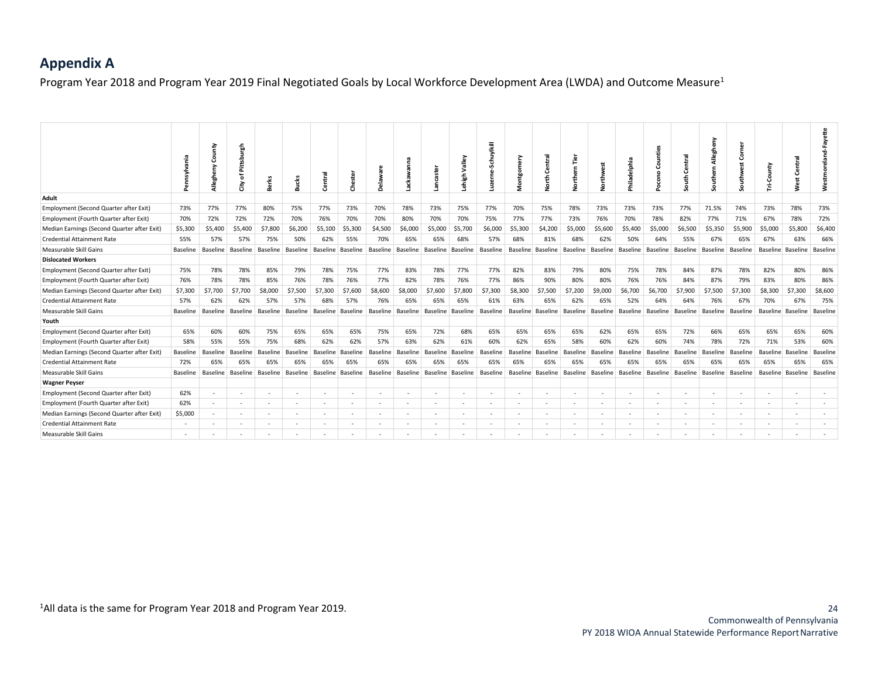## Appendix A

Program Year 2018 and Program Year 2019 Final Negotiated Goals by Local Workforce Development Area (LWDA) and Outcome Measure[1]

| | Pennsylvania | Allegheny County | City of Pittsburgh | Berks | Bucks | Central | Chester | Delaware | Lackawanna | Lancaster | Lehigh Valley | Luzerne-Schuylkill | Montgomery | North Central | Northern Tier | Northwest | Philadelphia | Pocono Counties | South Central | Southern Allegheny | Southwest Corner | Tri-County | West Central | Westmoreland-Fayette |
|---|---|---|---|---|---|---|---|---|---|---|---|---|---|---|---|---|---|---|---|---|---|---|---|---|
| **Adult** | | | | | | | | | | | | | | | | | | | | | | | | |
| Employment (Second Quarter after Exit) | 73% | 77% | 77% | 80% | 75% | 77% | 73% | 70% | 78% | 73% | 75% | 77% | 70% | 75% | 78% | 73% | 73% | 73% | 77% | 71.5% | 74% | 73% | 78% | 73% |
| Employment (Fourth Quarter after Exit) | 70% | 72% | 72% | 72% | 70% | 76% | 70% | 70% | 80% | 70% | 70% | 75% | 77% | 77% | 73% | 76% | 70% | 78% | 82% | 77% | 71% | 67% | 78% | 72% |
| Median Earnings (Second Quarter after Exit) | $5,300 | $5,400 | $5,400 | $7,800 | $6,200 | $5,100 | $5,300 | $4,500 | $6,000 | $5,000 | $5,700 | $6,000 | $5,300 | $4,200 | $5,000 | $5,600 | $5,400 | $5,000 | $6,500 | $5,350 | $5,900 | $5,000 | $5,800 | $6,400 |
| Credential Attainment Rate | 55% | 57% | 57% | 75% | 50% | 62% | 55% | 70% | 65% | 65% | 68% | 57% | 68% | 81% | 68% | 62% | 50% | 64% | 55% | 67% | 65% | 67% | 63% | 66% |
| Measurable Skill Gains | Baseline | Baseline | Baseline | Baseline | Baseline | Baseline | Baseline | Baseline | Baseline | Baseline | Baseline | Baseline | Baseline | Baseline | Baseline | Baseline | Baseline | Baseline | Baseline | Baseline | Baseline | Baseline | Baseline | Baseline |
| **Dislocated Workers** | | | | | | | | | | | | | | | | | | | | | | | | |
| Employment (Second Quarter after Exit) | 75% | 78% | 78% | 85% | 79% | 78% | 75% | 77% | 83% | 78% | 77% | 77% | 82% | 83% | 79% | 80% | 75% | 78% | 84% | 87% | 78% | 82% | 80% | 86% |
| Employment (Fourth Quarter after Exit) | 76% | 78% | 78% | 85% | 76% | 78% | 76% | 77% | 82% | 78% | 76% | 77% | 86% | 90% | 80% | 80% | 76% | 76% | 84% | 87% | 79% | 83% | 80% | 86% |
| Median Earnings (Second Quarter after Exit) | $7,300 | $7,700 | $7,700 | $8,000 | $7,500 | $7,300 | $7,600 | $8,600 | $8,000 | $7,600 | $7,800 | $7,300 | $8,300 | $7,500 | $7,200 | $9,000 | $6,700 | $6,700 | $7,900 | $7,500 | $7,300 | $8,300 | $7,300 | $8,600 |
| Credential Attainment Rate | 57% | 62% | 62% | 57% | 57% | 68% | 57% | 76% | 65% | 65% | 65% | 61% | 63% | 65% | 62% | 65% | 52% | 64% | 64% | 76% | 67% | 70% | 67% | 75% |
| Measurable Skill Gains | Baseline | Baseline | Baseline | Baseline | Baseline | Baseline | Baseline | Baseline | Baseline | Baseline | Baseline | Baseline | Baseline | Baseline | Baseline | Baseline | Baseline | Baseline | Baseline | Baseline | Baseline | Baseline | Baseline | Baseline |
| **Youth** | | | | | | | | | | | | | | | | | | | | | | | | |
| Employment (Second Quarter after Exit) | 65% | 60% | 60% | 75% | 65% | 65% | 65% | 75% | 65% | 72% | 68% | 65% | 65% | 65% | 65% | 62% | 65% | 65% | 72% | 66% | 65% | 65% | 65% | 60% |
| Employment (Fourth Quarter after Exit) | 58% | 55% | 55% | 75% | 68% | 62% | 62% | 57% | 63% | 62% | 61% | 60% | 62% | 65% | 58% | 60% | 62% | 60% | 74% | 78% | 72% | 71% | 53% | 60% |
| Median Earnings (Second Quarter after Exit) | Baseline | Baseline | Baseline | Baseline | Baseline | Baseline | Baseline | Baseline | Baseline | Baseline | Baseline | Baseline | Baseline | Baseline | Baseline | Baseline | Baseline | Baseline | Baseline | Baseline | Baseline | Baseline | Baseline | Baseline |
| Credential Attainment Rate | 72% | 65% | 65% | 65% | 65% | 65% | 65% | 65% | 65% | 65% | 65% | 65% | 65% | 65% | 65% | 65% | 65% | 65% | 65% | 65% | 65% | 65% | 65% | 65% |
| Measurable Skill Gains | Baseline | Baseline | Baseline | Baseline | Baseline | Baseline | Baseline | Baseline | Baseline | Baseline | Baseline | Baseline | Baseline | Baseline | Baseline | Baseline | Baseline | Baseline | Baseline | Baseline | Baseline | Baseline | Baseline | Baseline |
| **Wagner Peyser** | | | | | | | | | | | | | | | | | | | | | | | | |
| Employment (Second Quarter after Exit) | 62% | - | - | - | - | - | - | - | - | - | - | - | - | - | - | - | - | - | - | - | - | - | - | - |
| Employment (Fourth Quarter after Exit) | 62% | - | - | - | - | - | - | - | - | - | - | - | - | - | - | - | - | - | - | - | - | - | - | - |
| Median Earnings (Second Quarter after Exit) | $5,000 | - | - | - | - | - | - | - | - | - | - | - | - | - | - | - | - | - | - | - | - | - | - | - |
| Credential Attainment Rate | - | - | - | - | - | - | - | - | - | - | - | - | - | - | - | - | - | - | - | - | - | - | - | - |
| Measurable Skill Gains | - | - | - | - | - | - | - | - | - | - | - | - | - | - | - | - | - | - | - | - | - | - | - | - |

[1]All data is the same for Program Year 2018 and Program Year 2019.